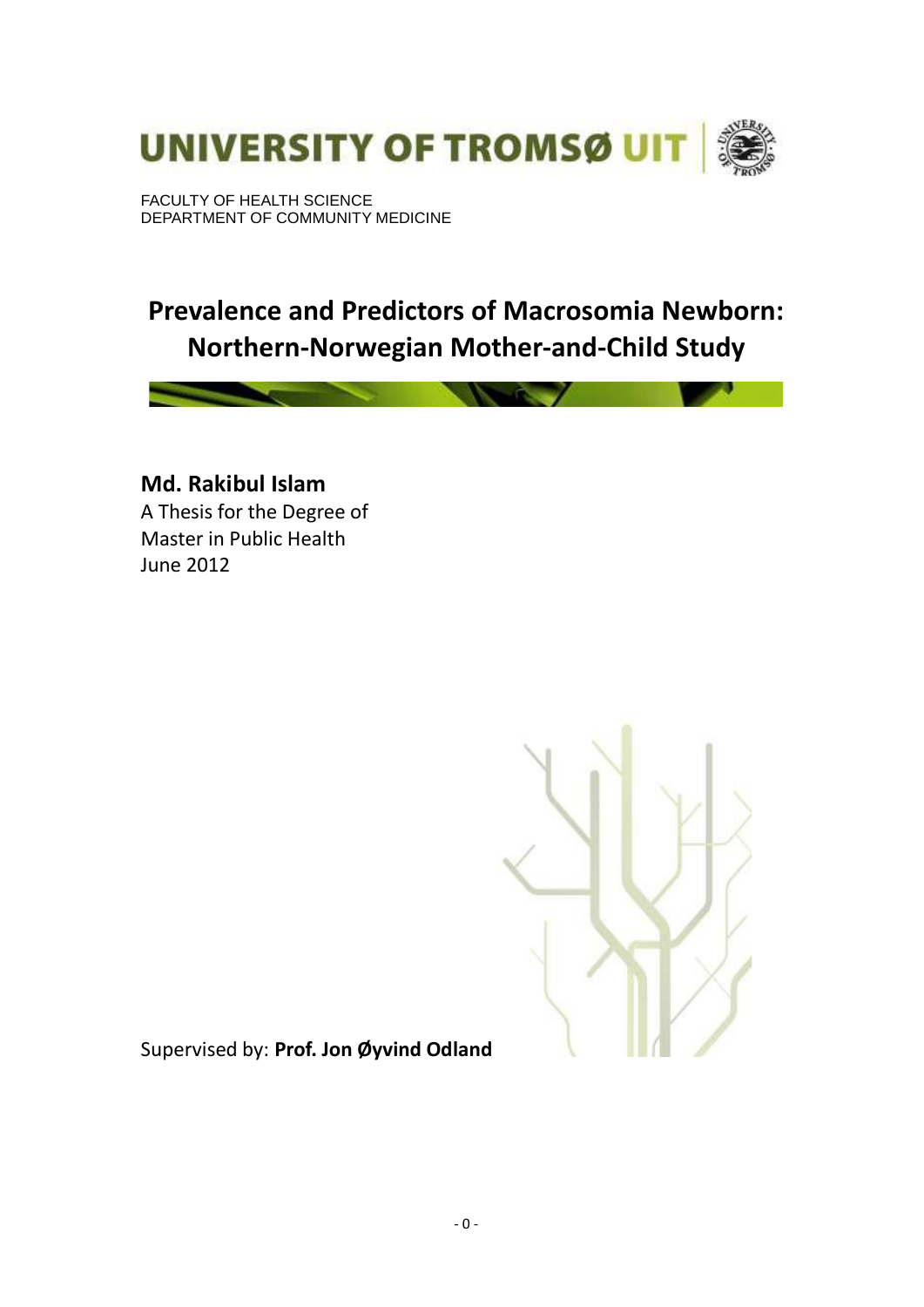UNIVERSITY OF TROMSØ UIT

FACULTY OF HEALTH SCIENCE
DEPARTMENT OF COMMUNITY MEDICINE

# Prevalence and Predictors of Macrosomia Newborn: Northern-Norwegian Mother-and-Child Study

**Md. Rakibul Islam**
A Thesis for the Degree of
Master in Public Health
June 2012

Supervised by: **Prof. Jon Øyvind Odland**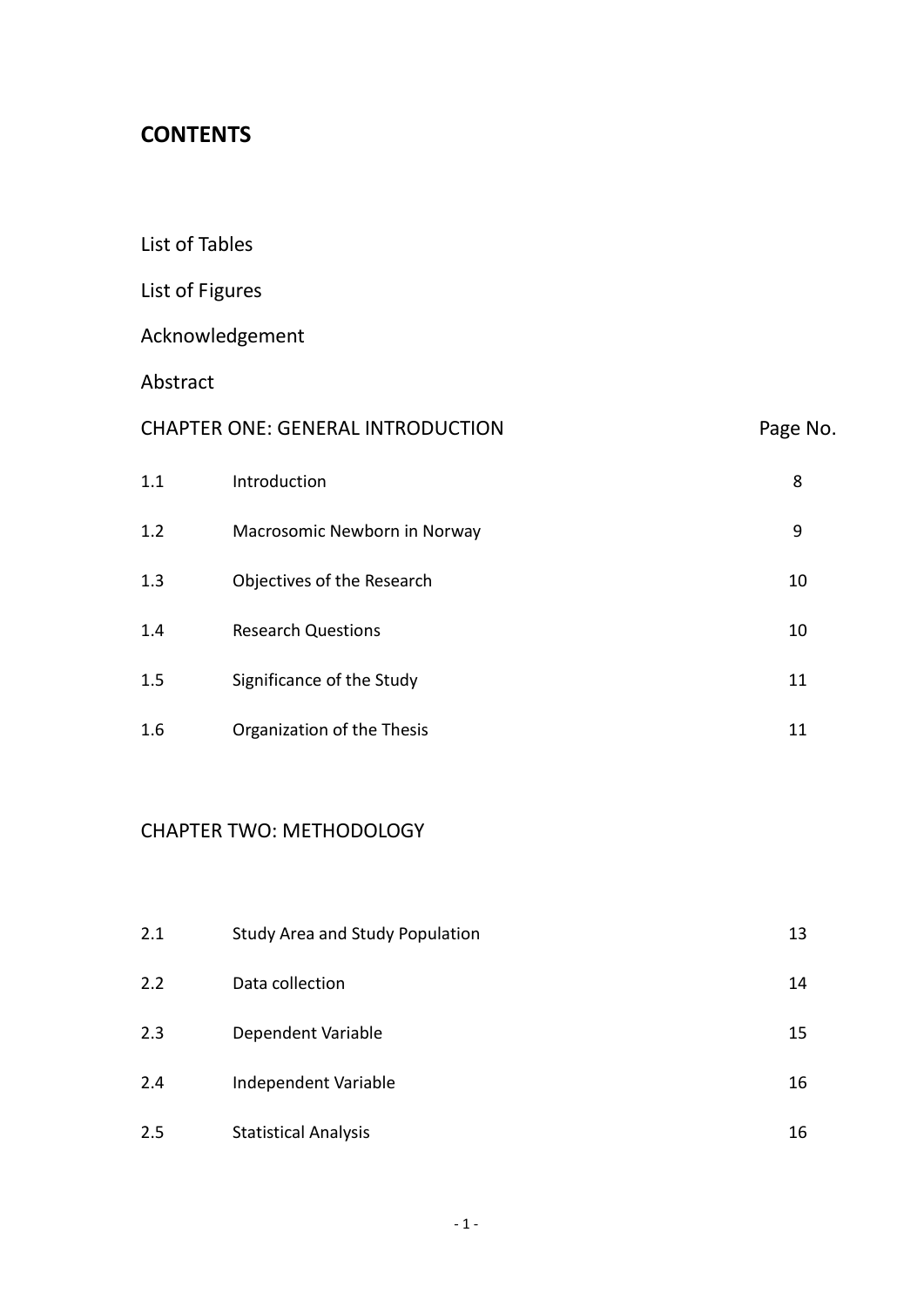# CONTENTS

List of Tables

List of Figures

Acknowledgement

Abstract

| CHAPTER ONE: GENERAL INTRODUCTION | | Page No. |
|---|---|---|
| 1.1 | Introduction | 8 |
| 1.2 | Macrosomic Newborn in Norway | 9 |
| 1.3 | Objectives of the Research | 10 |
| 1.4 | Research Questions | 10 |
| 1.5 | Significance of the Study | 11 |
| 1.6 | Organization of the Thesis | 11 |

CHAPTER TWO: METHODOLOGY

| | | |
|---|---|---|
| 2.1 | Study Area and Study Population | 13 |
| 2.2 | Data collection | 14 |
| 2.3 | Dependent Variable | 15 |
| 2.4 | Independent Variable | 16 |
| 2.5 | Statistical Analysis | 16 |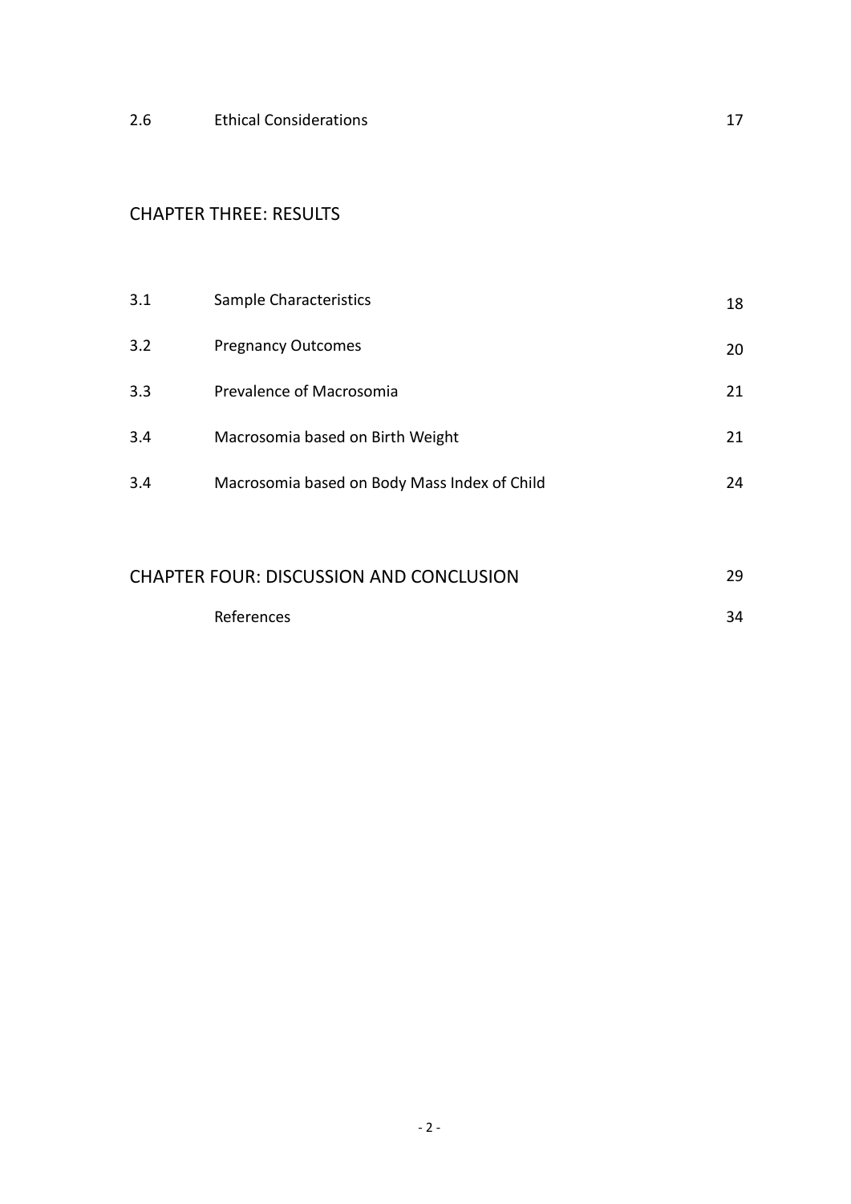| | | |
|---|---|---|
| 2.6 | Ethical Considerations | 17 |

## CHAPTER THREE: RESULTS

| | | |
|---|---|---|
| 3.1 | Sample Characteristics | 18 |
| 3.2 | Pregnancy Outcomes | 20 |
| 3.3 | Prevalence of Macrosomia | 21 |
| 3.4 | Macrosomia based on Birth Weight | 21 |
| 3.4 | Macrosomia based on Body Mass Index of Child | 24 |

## CHAPTER FOUR: DISCUSSION AND CONCLUSION 29

| | | |
|---|---|---|
| | References | 34 |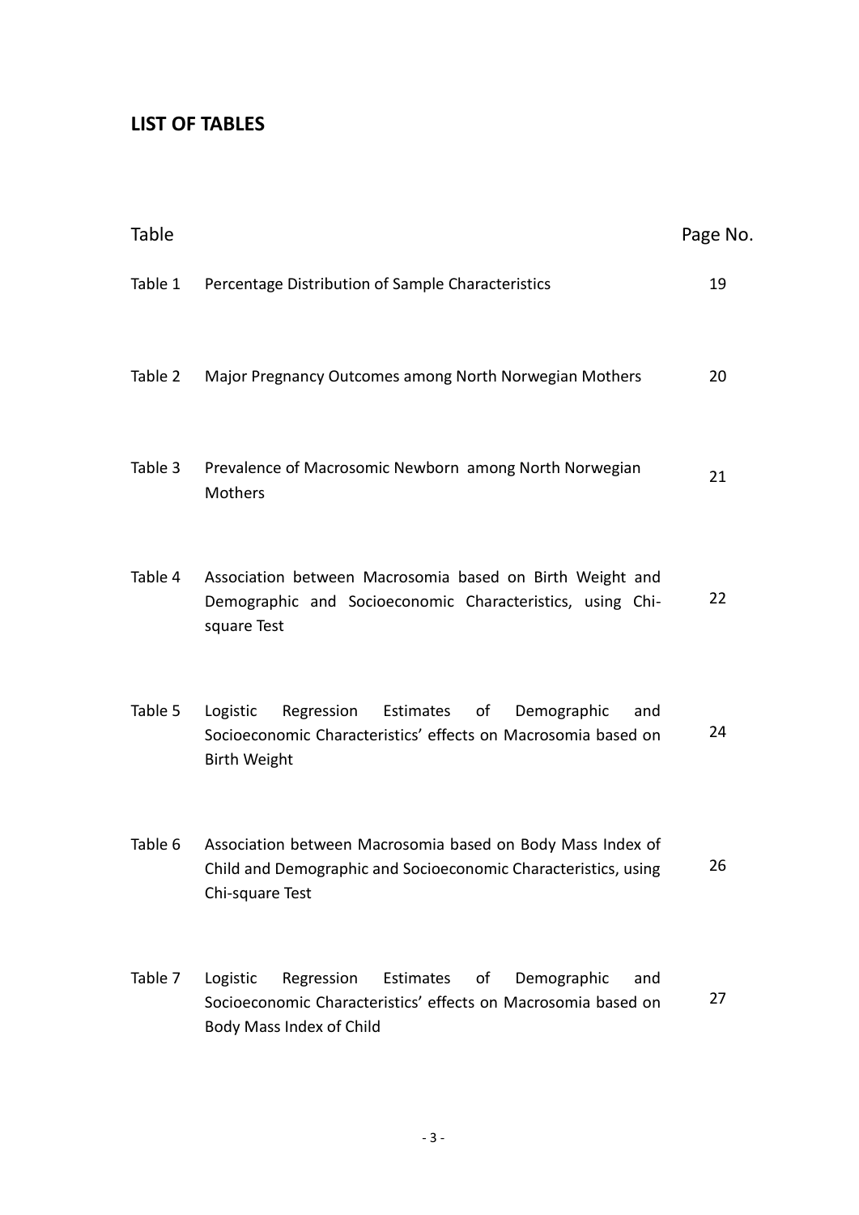## LIST OF TABLES

| Table | | Page No. |
|---|---|---|
| Table 1 | Percentage Distribution of Sample Characteristics | 19 |
| Table 2 | Major Pregnancy Outcomes among North Norwegian Mothers | 20 |
| Table 3 | Prevalence of Macrosomic Newborn among North Norwegian Mothers | 21 |
| Table 4 | Association between Macrosomia based on Birth Weight and Demographic and Socioeconomic Characteristics, using Chi-square Test | 22 |
| Table 5 | Logistic Regression Estimates of Demographic and Socioeconomic Characteristics' effects on Macrosomia based on Birth Weight | 24 |
| Table 6 | Association between Macrosomia based on Body Mass Index of Child and Demographic and Socioeconomic Characteristics, using Chi-square Test | 26 |
| Table 7 | Logistic Regression Estimates of Demographic and Socioeconomic Characteristics' effects on Macrosomia based on Body Mass Index of Child | 27 |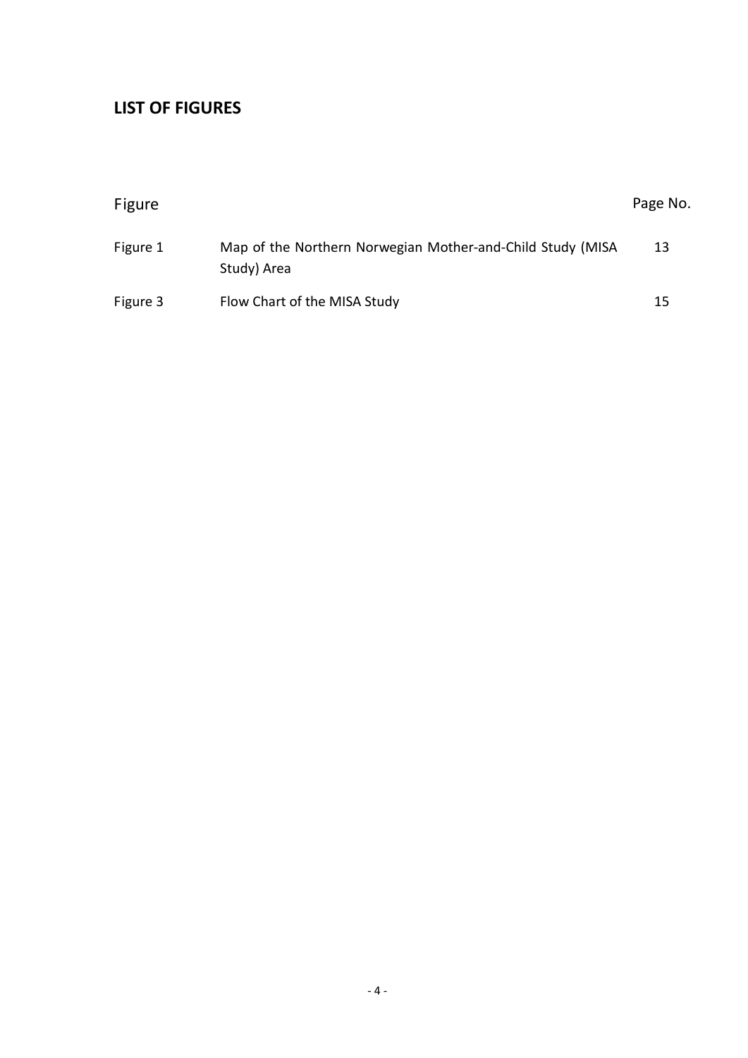## LIST OF FIGURES

| Figure | | Page No. |
| --- | --- | --- |
| Figure 1 | Map of the Northern Norwegian Mother-and-Child Study (MISA Study) Area | 13 |
| Figure 3 | Flow Chart of the MISA Study | 15 |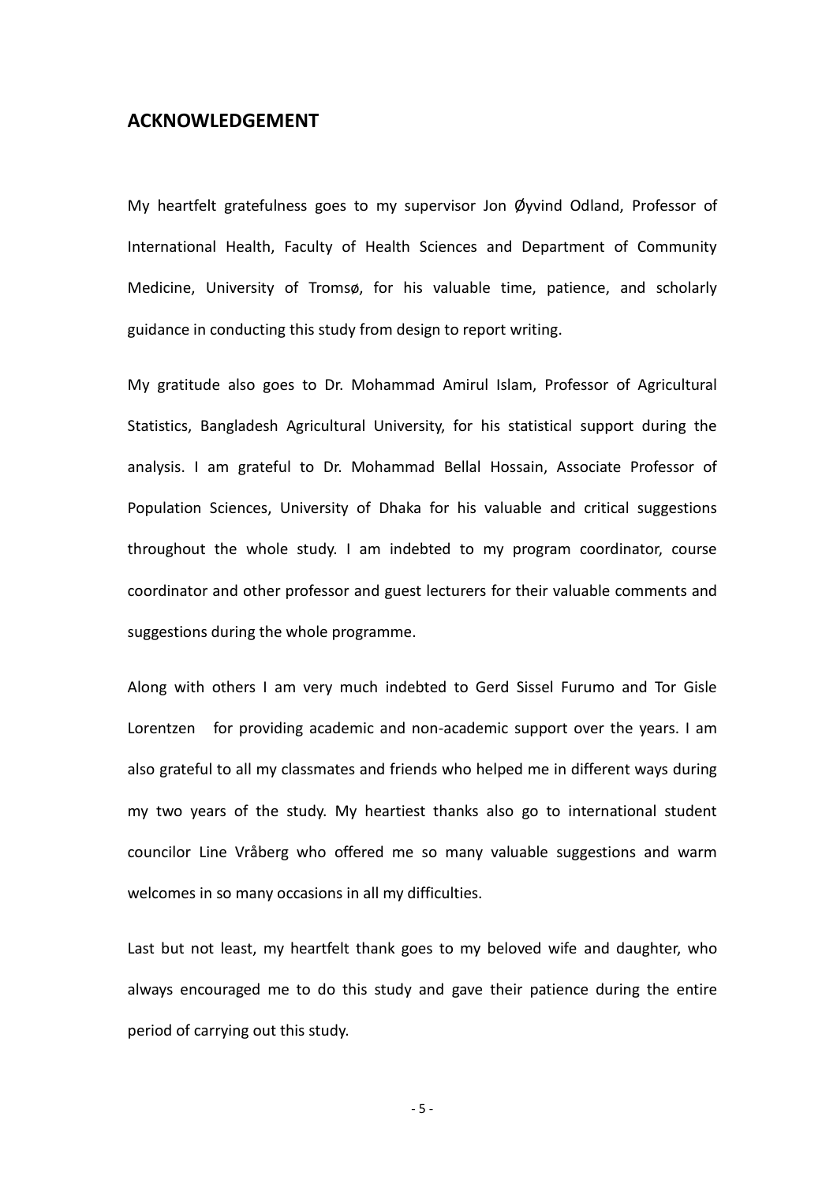## ACKNOWLEDGEMENT

My heartfelt gratefulness goes to my supervisor Jon Øyvind Odland, Professor of International Health, Faculty of Health Sciences and Department of Community Medicine, University of Tromsø, for his valuable time, patience, and scholarly guidance in conducting this study from design to report writing.

My gratitude also goes to Dr. Mohammad Amirul Islam, Professor of Agricultural Statistics, Bangladesh Agricultural University, for his statistical support during the analysis. I am grateful to Dr. Mohammad Bellal Hossain, Associate Professor of Population Sciences, University of Dhaka for his valuable and critical suggestions throughout the whole study. I am indebted to my program coordinator, course coordinator and other professor and guest lecturers for their valuable comments and suggestions during the whole programme.

Along with others I am very much indebted to Gerd Sissel Furumo and Tor Gisle Lorentzen for providing academic and non-academic support over the years. I am also grateful to all my classmates and friends who helped me in different ways during my two years of the study. My heartiest thanks also go to international student councilor Line Vråberg who offered me so many valuable suggestions and warm welcomes in so many occasions in all my difficulties.

Last but not least, my heartfelt thank goes to my beloved wife and daughter, who always encouraged me to do this study and gave their patience during the entire period of carrying out this study.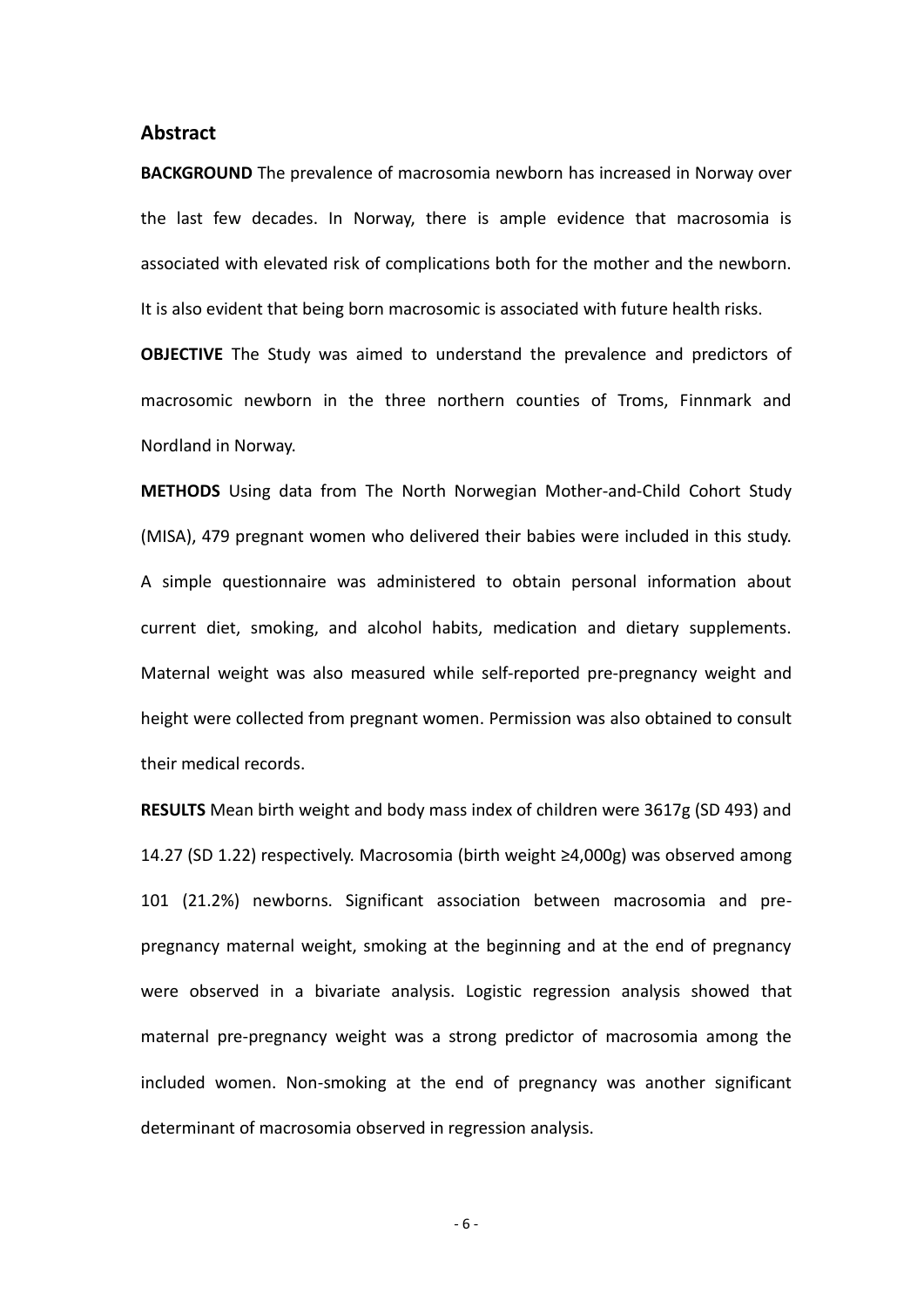## Abstract

**BACKGROUND** The prevalence of macrosomia newborn has increased in Norway over the last few decades. In Norway, there is ample evidence that macrosomia is associated with elevated risk of complications both for the mother and the newborn. It is also evident that being born macrosomic is associated with future health risks.

**OBJECTIVE** The Study was aimed to understand the prevalence and predictors of macrosomic newborn in the three northern counties of Troms, Finnmark and Nordland in Norway.

**METHODS** Using data from The North Norwegian Mother-and-Child Cohort Study (MISA), 479 pregnant women who delivered their babies were included in this study. A simple questionnaire was administered to obtain personal information about current diet, smoking, and alcohol habits, medication and dietary supplements. Maternal weight was also measured while self-reported pre-pregnancy weight and height were collected from pregnant women. Permission was also obtained to consult their medical records.

**RESULTS** Mean birth weight and body mass index of children were 3617g (SD 493) and 14.27 (SD 1.22) respectively. Macrosomia (birth weight ≥4,000g) was observed among 101 (21.2%) newborns. Significant association between macrosomia and pre-pregnancy maternal weight, smoking at the beginning and at the end of pregnancy were observed in a bivariate analysis. Logistic regression analysis showed that maternal pre-pregnancy weight was a strong predictor of macrosomia among the included women. Non-smoking at the end of pregnancy was another significant determinant of macrosomia observed in regression analysis.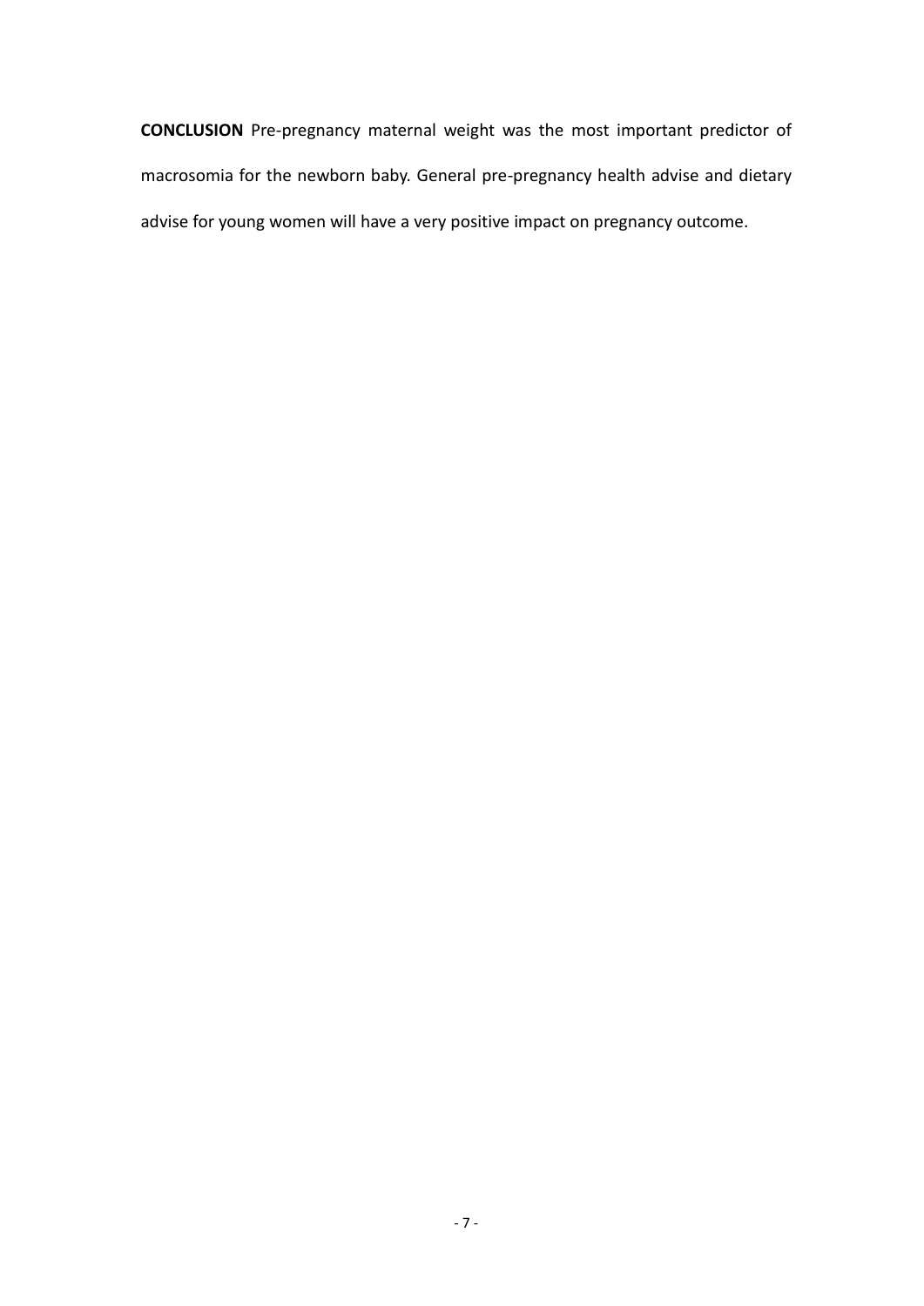**CONCLUSION** Pre-pregnancy maternal weight was the most important predictor of macrosomia for the newborn baby. General pre-pregnancy health advise and dietary advise for young women will have a very positive impact on pregnancy outcome.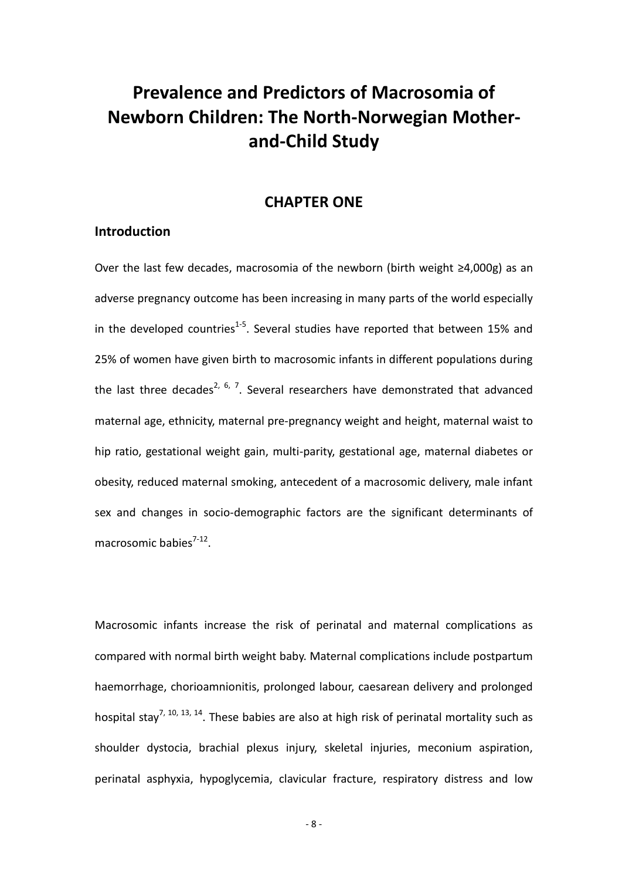# Prevalence and Predictors of Macrosomia of Newborn Children: The North-Norwegian Mother-and-Child Study

## CHAPTER ONE

### Introduction

Over the last few decades, macrosomia of the newborn (birth weight ≥4,000g) as an adverse pregnancy outcome has been increasing in many parts of the world especially in the developed countries[1-5]. Several studies have reported that between 15% and 25% of women have given birth to macrosomic infants in different populations during the last three decades[2, 6, 7]. Several researchers have demonstrated that advanced maternal age, ethnicity, maternal pre-pregnancy weight and height, maternal waist to hip ratio, gestational weight gain, multi-parity, gestational age, maternal diabetes or obesity, reduced maternal smoking, antecedent of a macrosomic delivery, male infant sex and changes in socio-demographic factors are the significant determinants of macrosomic babies[7-12].

Macrosomic infants increase the risk of perinatal and maternal complications as compared with normal birth weight baby. Maternal complications include postpartum haemorrhage, chorioamnionitis, prolonged labour, caesarean delivery and prolonged hospital stay[7, 10, 13, 14]. These babies are also at high risk of perinatal mortality such as shoulder dystocia, brachial plexus injury, skeletal injuries, meconium aspiration, perinatal asphyxia, hypoglycemia, clavicular fracture, respiratory distress and low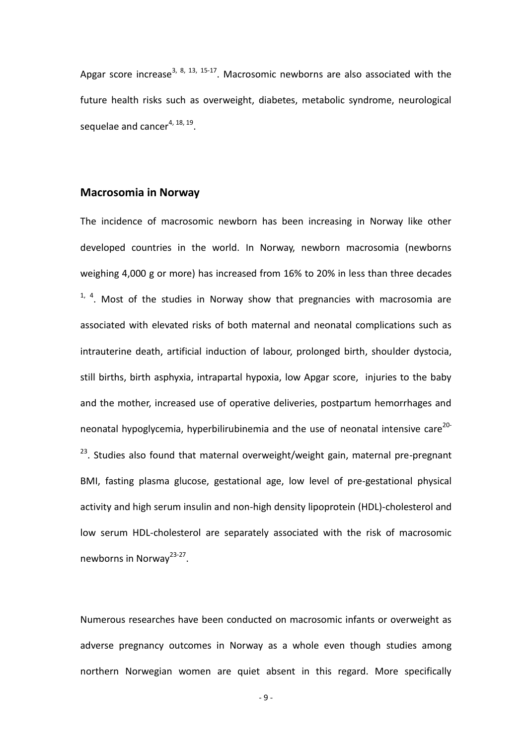Apgar score increase[3, 8, 13, 15-17]. Macrosomic newborns are also associated with the future health risks such as overweight, diabetes, metabolic syndrome, neurological sequelae and cancer[4, 18, 19].

## Macrosomia in Norway

The incidence of macrosomic newborn has been increasing in Norway like other developed countries in the world. In Norway, newborn macrosomia (newborns weighing 4,000 g or more) has increased from 16% to 20% in less than three decades [1, 4]. Most of the studies in Norway show that pregnancies with macrosomia are associated with elevated risks of both maternal and neonatal complications such as intrauterine death, artificial induction of labour, prolonged birth, shoulder dystocia, still births, birth asphyxia, intrapartal hypoxia, low Apgar score, injuries to the baby and the mother, increased use of operative deliveries, postpartum hemorrhages and neonatal hypoglycemia, hyperbilirubinemia and the use of neonatal intensive care[20-23]. Studies also found that maternal overweight/weight gain, maternal pre-pregnant BMI, fasting plasma glucose, gestational age, low level of pre-gestational physical activity and high serum insulin and non-high density lipoprotein (HDL)-cholesterol and low serum HDL-cholesterol are separately associated with the risk of macrosomic newborns in Norway[23-27].

Numerous researches have been conducted on macrosomic infants or overweight as adverse pregnancy outcomes in Norway as a whole even though studies among northern Norwegian women are quiet absent in this regard. More specifically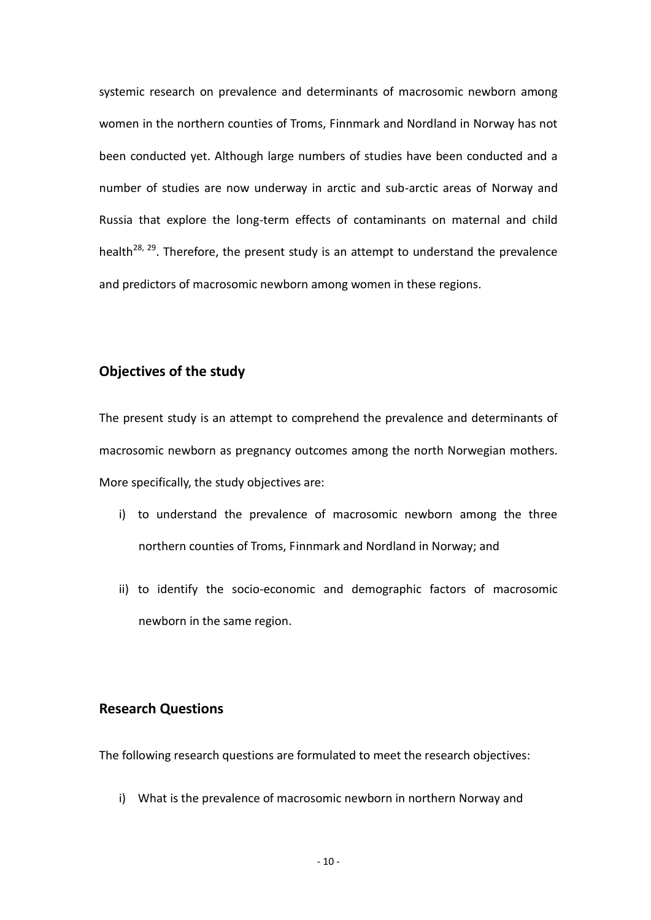systemic research on prevalence and determinants of macrosomic newborn among women in the northern counties of Troms, Finnmark and Nordland in Norway has not been conducted yet. Although large numbers of studies have been conducted and a number of studies are now underway in arctic and sub-arctic areas of Norway and Russia that explore the long-term effects of contaminants on maternal and child health[28, 29]. Therefore, the present study is an attempt to understand the prevalence and predictors of macrosomic newborn among women in these regions.

## Objectives of the study

The present study is an attempt to comprehend the prevalence and determinants of macrosomic newborn as pregnancy outcomes among the north Norwegian mothers. More specifically, the study objectives are:

i) to understand the prevalence of macrosomic newborn among the three northern counties of Troms, Finnmark and Nordland in Norway; and

ii) to identify the socio-economic and demographic factors of macrosomic newborn in the same region.

## Research Questions

The following research questions are formulated to meet the research objectives:

i) What is the prevalence of macrosomic newborn in northern Norway and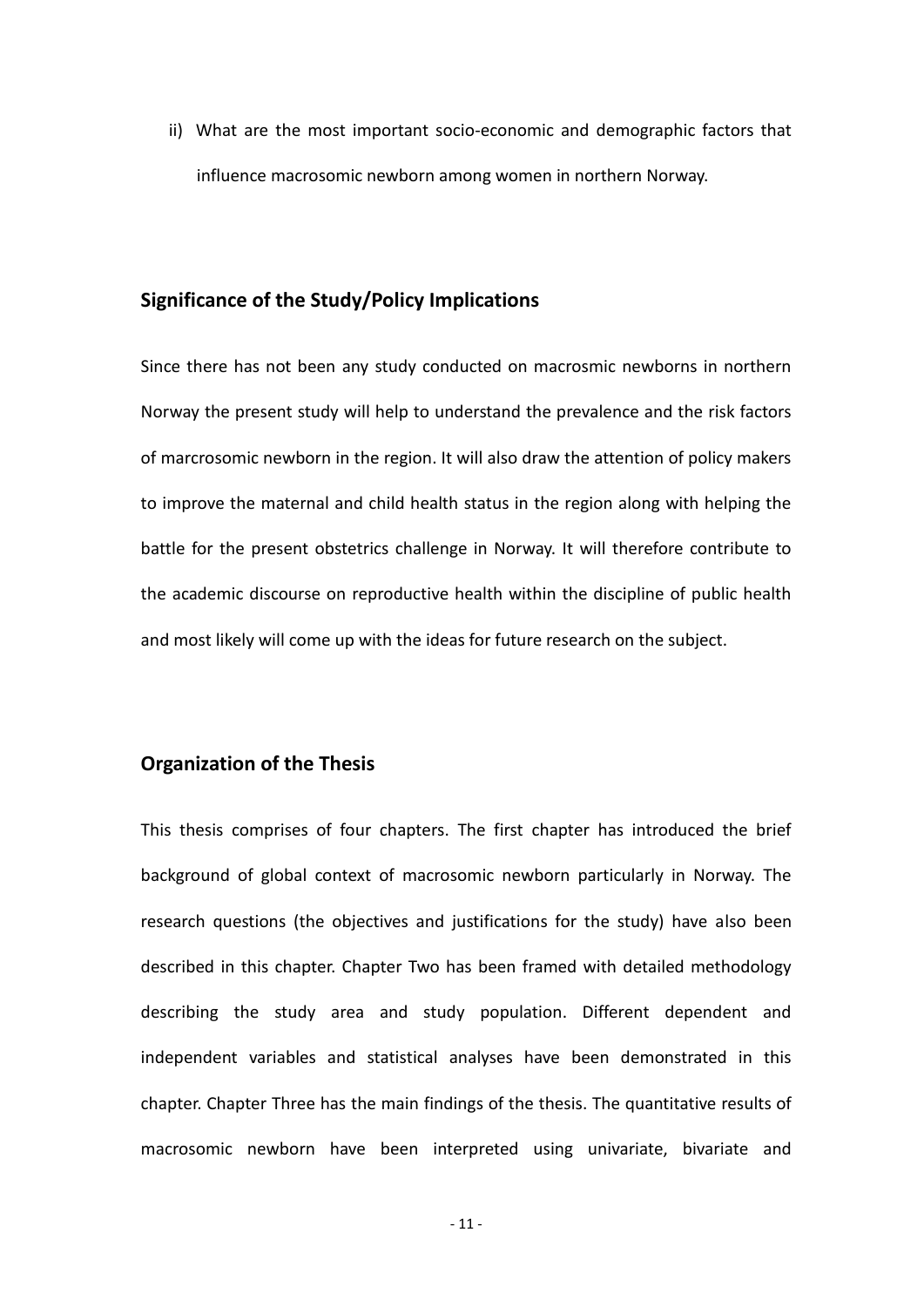ii) What are the most important socio-economic and demographic factors that influence macrosomic newborn among women in northern Norway.

## Significance of the Study/Policy Implications

Since there has not been any study conducted on macrosmic newborns in northern Norway the present study will help to understand the prevalence and the risk factors of marcrosomic newborn in the region. It will also draw the attention of policy makers to improve the maternal and child health status in the region along with helping the battle for the present obstetrics challenge in Norway. It will therefore contribute to the academic discourse on reproductive health within the discipline of public health and most likely will come up with the ideas for future research on the subject.

## Organization of the Thesis

This thesis comprises of four chapters. The first chapter has introduced the brief background of global context of macrosomic newborn particularly in Norway. The research questions (the objectives and justifications for the study) have also been described in this chapter. Chapter Two has been framed with detailed methodology describing the study area and study population. Different dependent and independent variables and statistical analyses have been demonstrated in this chapter. Chapter Three has the main findings of the thesis. The quantitative results of macrosomic newborn have been interpreted using univariate, bivariate and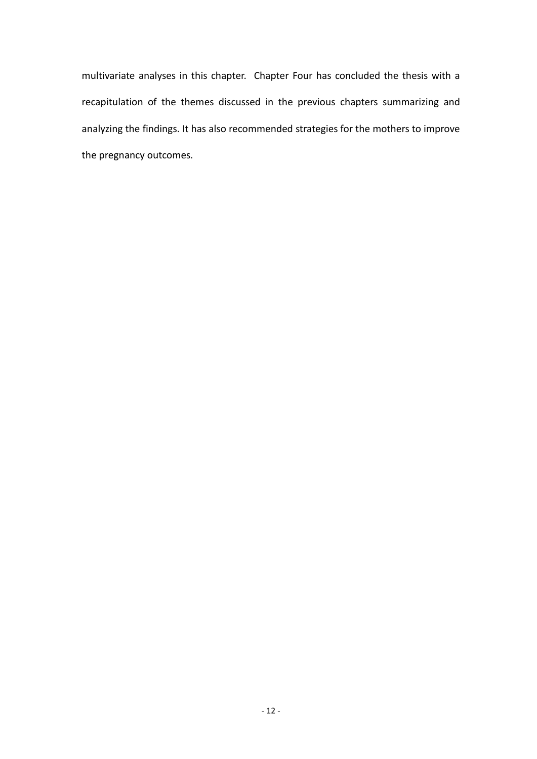multivariate analyses in this chapter. Chapter Four has concluded the thesis with a recapitulation of the themes discussed in the previous chapters summarizing and analyzing the findings. It has also recommended strategies for the mothers to improve the pregnancy outcomes.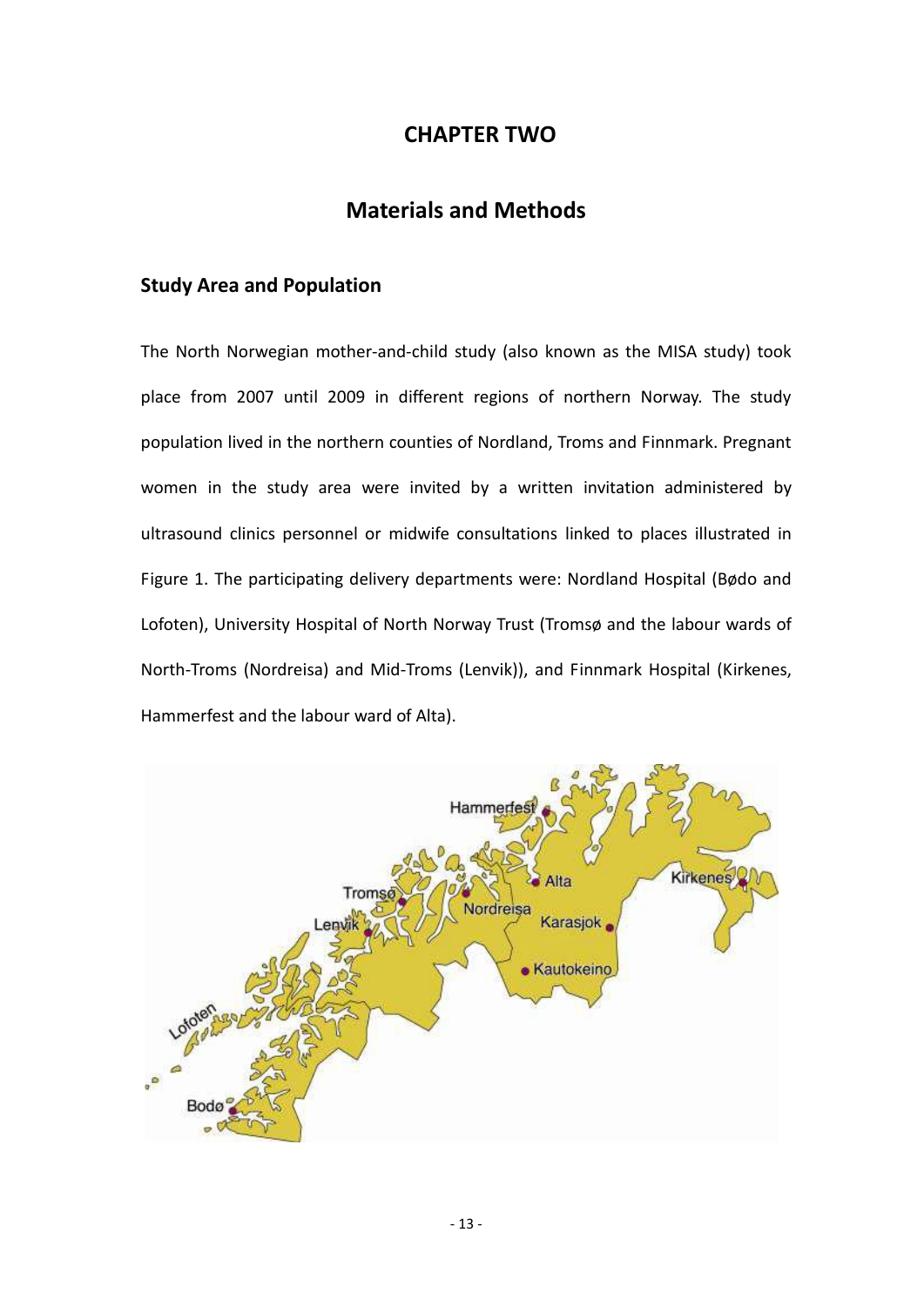# CHAPTER TWO

## Materials and Methods

### Study Area and Population

The North Norwegian mother-and-child study (also known as the MISA study) took place from 2007 until 2009 in different regions of northern Norway. The study population lived in the northern counties of Nordland, Troms and Finnmark. Pregnant women in the study area were invited by a written invitation administered by ultrasound clinics personnel or midwife consultations linked to places illustrated in Figure 1. The participating delivery departments were: Nordland Hospital (Bødo and Lofoten), University Hospital of North Norway Trust (Tromsø and the labour wards of North-Troms (Nordreisa) and Mid-Troms (Lenvik)), and Finnmark Hospital (Kirkenes, Hammerfest and the labour ward of Alta).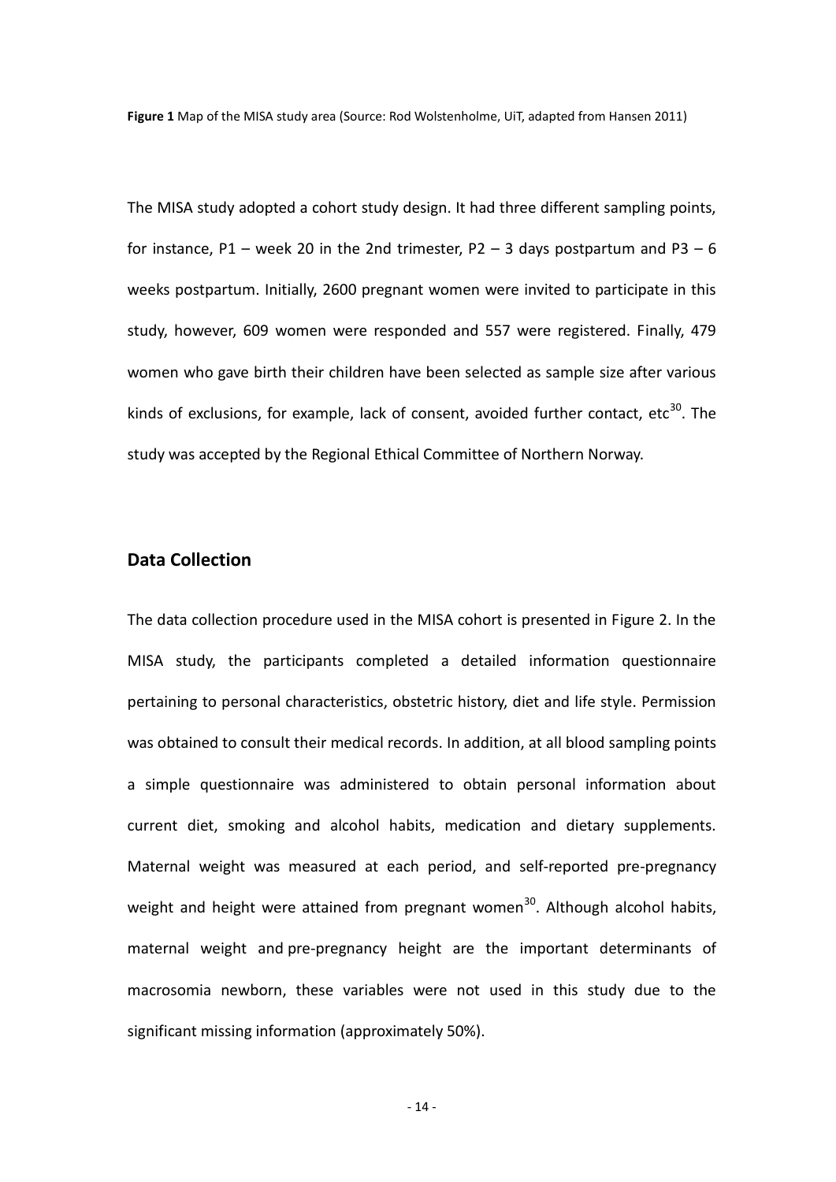**Figure 1** Map of the MISA study area (Source: Rod Wolstenholme, UiT, adapted from Hansen 2011)

The MISA study adopted a cohort study design. It had three different sampling points, for instance, P1 – week 20 in the 2nd trimester, P2 – 3 days postpartum and P3 – 6 weeks postpartum. Initially, 2600 pregnant women were invited to participate in this study, however, 609 women were responded and 557 were registered. Finally, 479 women who gave birth their children have been selected as sample size after various kinds of exclusions, for example, lack of consent, avoided further contact, etc[30]. The study was accepted by the Regional Ethical Committee of Northern Norway.

## Data Collection

The data collection procedure used in the MISA cohort is presented in Figure 2. In the MISA study, the participants completed a detailed information questionnaire pertaining to personal characteristics, obstetric history, diet and life style. Permission was obtained to consult their medical records. In addition, at all blood sampling points a simple questionnaire was administered to obtain personal information about current diet, smoking and alcohol habits, medication and dietary supplements. Maternal weight was measured at each period, and self-reported pre-pregnancy weight and height were attained from pregnant women[30]. Although alcohol habits, maternal weight and pre-pregnancy height are the important determinants of macrosomia newborn, these variables were not used in this study due to the significant missing information (approximately 50%).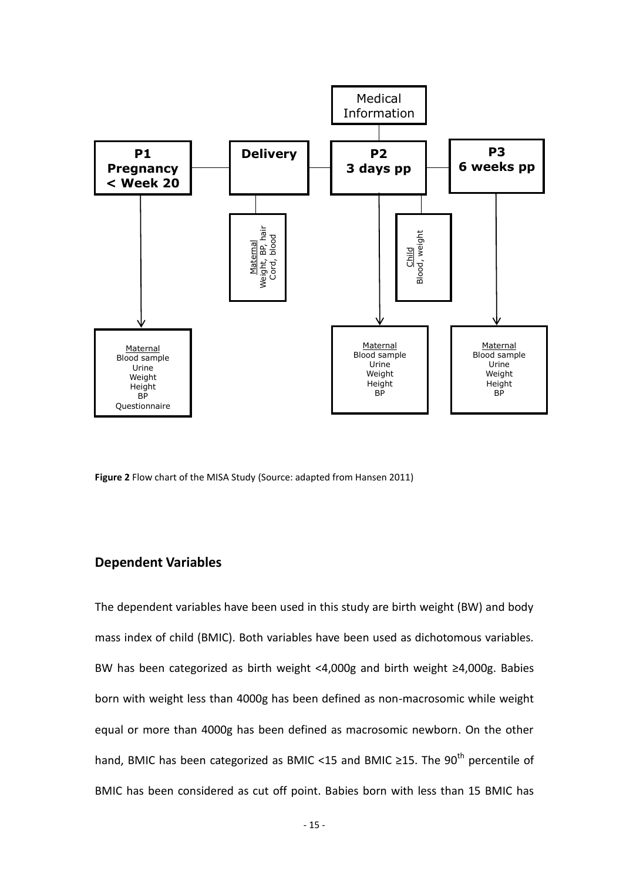Medical Information

**P1 Pregnancy < Week 20** — **Delivery** — **P2 3 days pp** — **P3 6 weeks pp**

- P1 Pregnancy < Week 20: Maternal — Blood sample, Urine, Weight, Height, BP, Questionnaire
- Delivery: Maternal — Weight, BP, hair, Cord, blood
- P2 3 days pp: Maternal — Blood sample, Urine, Weight, Height, BP; Child — Blood, weight
- P3 6 weeks pp: Maternal — Blood sample, Urine, Weight, Height, BP

**Figure 2** Flow chart of the MISA Study (Source: adapted from Hansen 2011)

## Dependent Variables

The dependent variables have been used in this study are birth weight (BW) and body mass index of child (BMIC). Both variables have been used as dichotomous variables. BW has been categorized as birth weight <4,000g and birth weight ≥4,000g. Babies born with weight less than 4000g has been defined as non-macrosomic while weight equal or more than 4000g has been defined as macrosomic newborn. On the other hand, BMIC has been categorized as BMIC <15 and BMIC ≥15. The 90$^{th}$ percentile of BMIC has been considered as cut off point. Babies born with less than 15 BMIC has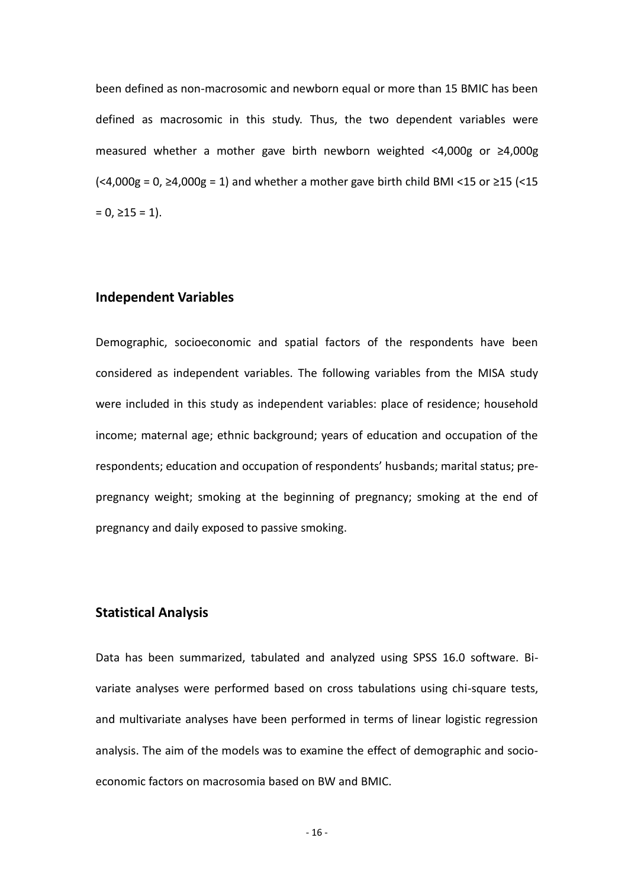been defined as non-macrosomic and newborn equal or more than 15 BMIC has been defined as macrosomic in this study. Thus, the two dependent variables were measured whether a mother gave birth newborn weighted <4,000g or ≥4,000g (<4,000g = 0, ≥4,000g = 1) and whether a mother gave birth child BMI <15 or ≥15 (<15 = 0, ≥15 = 1).

## Independent Variables

Demographic, socioeconomic and spatial factors of the respondents have been considered as independent variables. The following variables from the MISA study were included in this study as independent variables: place of residence; household income; maternal age; ethnic background; years of education and occupation of the respondents; education and occupation of respondents' husbands; marital status; pre-pregnancy weight; smoking at the beginning of pregnancy; smoking at the end of pregnancy and daily exposed to passive smoking.

## Statistical Analysis

Data has been summarized, tabulated and analyzed using SPSS 16.0 software. Bi-variate analyses were performed based on cross tabulations using chi-square tests, and multivariate analyses have been performed in terms of linear logistic regression analysis. The aim of the models was to examine the effect of demographic and socio-economic factors on macrosomia based on BW and BMIC.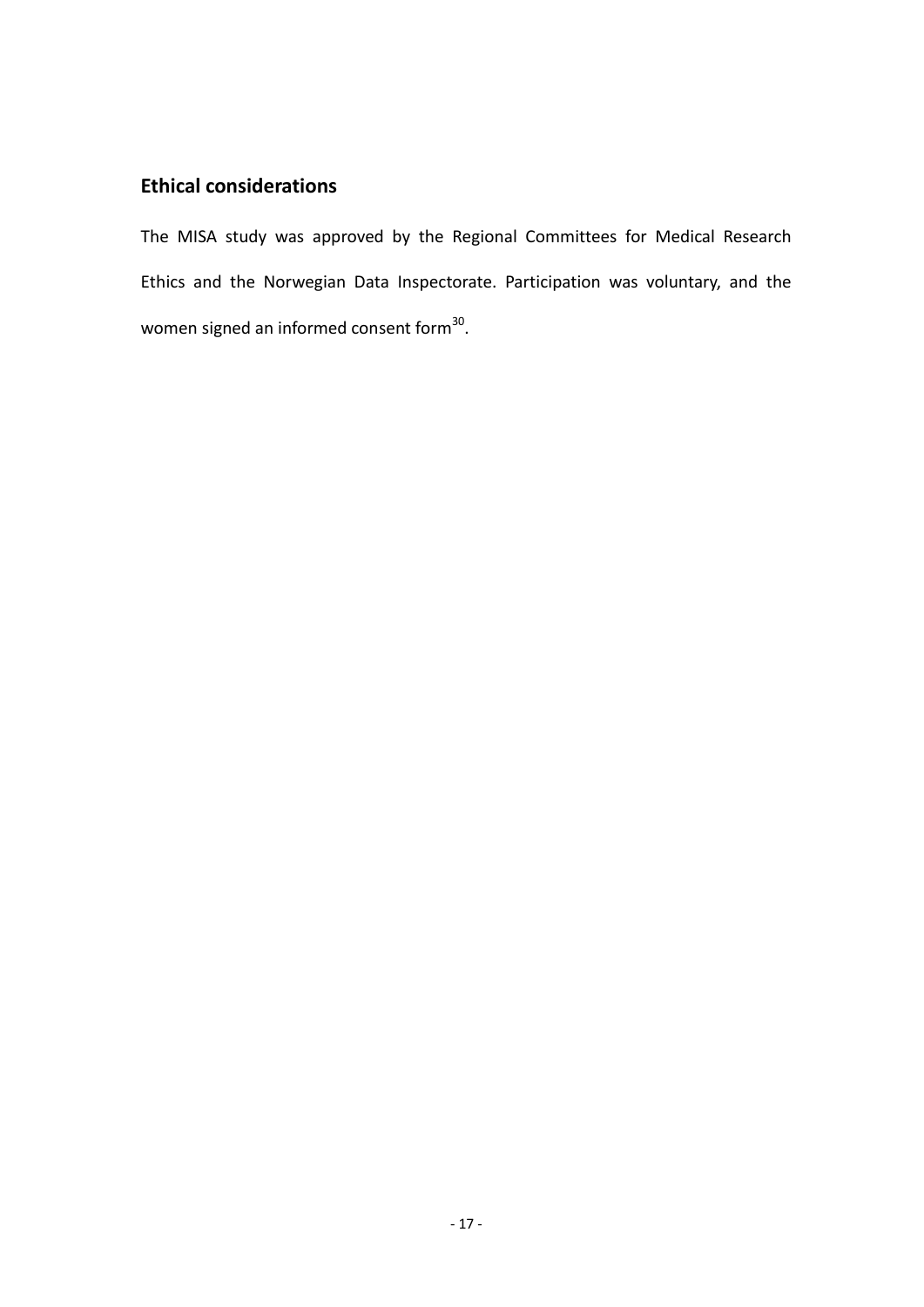## Ethical considerations

The MISA study was approved by the Regional Committees for Medical Research Ethics and the Norwegian Data Inspectorate. Participation was voluntary, and the women signed an informed consent form[30].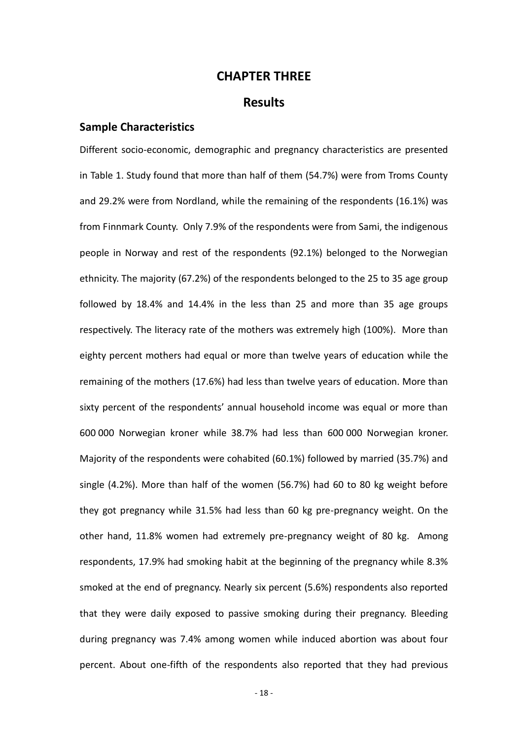# CHAPTER THREE

# Results

## Sample Characteristics

Different socio-economic, demographic and pregnancy characteristics are presented in Table 1. Study found that more than half of them (54.7%) were from Troms County and 29.2% were from Nordland, while the remaining of the respondents (16.1%) was from Finnmark County. Only 7.9% of the respondents were from Sami, the indigenous people in Norway and rest of the respondents (92.1%) belonged to the Norwegian ethnicity. The majority (67.2%) of the respondents belonged to the 25 to 35 age group followed by 18.4% and 14.4% in the less than 25 and more than 35 age groups respectively. The literacy rate of the mothers was extremely high (100%). More than eighty percent mothers had equal or more than twelve years of education while the remaining of the mothers (17.6%) had less than twelve years of education. More than sixty percent of the respondents' annual household income was equal or more than 600 000 Norwegian kroner while 38.7% had less than 600 000 Norwegian kroner. Majority of the respondents were cohabited (60.1%) followed by married (35.7%) and single (4.2%). More than half of the women (56.7%) had 60 to 80 kg weight before they got pregnancy while 31.5% had less than 60 kg pre-pregnancy weight. On the other hand, 11.8% women had extremely pre-pregnancy weight of 80 kg. Among respondents, 17.9% had smoking habit at the beginning of the pregnancy while 8.3% smoked at the end of pregnancy. Nearly six percent (5.6%) respondents also reported that they were daily exposed to passive smoking during their pregnancy. Bleeding during pregnancy was 7.4% among women while induced abortion was about four percent. About one-fifth of the respondents also reported that they had previous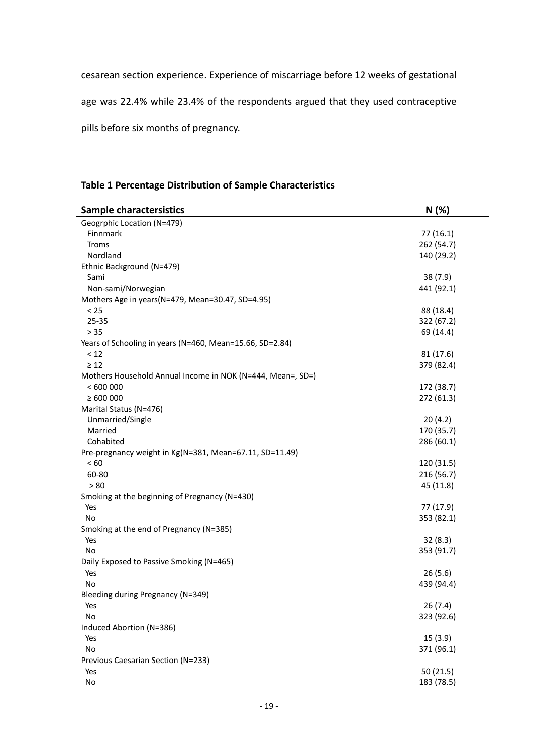cesarean section experience. Experience of miscarriage before 12 weeks of gestational age was 22.4% while 23.4% of the respondents argued that they used contraceptive pills before six months of pregnancy.

**Table 1 Percentage Distribution of Sample Characteristics**

| Sample charactersistics | N (%) |
|---|---|
| Geogrphic Location (N=479) | |
| Finnmark | 77 (16.1) |
| Troms | 262 (54.7) |
| Nordland | 140 (29.2) |
| Ethnic Background (N=479) | |
| Sami | 38 (7.9) |
| Non-sami/Norwegian | 441 (92.1) |
| Mothers Age in years(N=479, Mean=30.47, SD=4.95) | |
| < 25 | 88 (18.4) |
| 25-35 | 322 (67.2) |
| > 35 | 69 (14.4) |
| Years of Schooling in years (N=460, Mean=15.66, SD=2.84) | |
| < 12 | 81 (17.6) |
| ≥ 12 | 379 (82.4) |
| Mothers Household Annual Income in NOK (N=444, Mean=, SD=) | |
| < 600 000 | 172 (38.7) |
| ≥ 600 000 | 272 (61.3) |
| Marital Status (N=476) | |
| Unmarried/Single | 20 (4.2) |
| Married | 170 (35.7) |
| Cohabited | 286 (60.1) |
| Pre-pregnancy weight in Kg(N=381, Mean=67.11, SD=11.49) | |
| < 60 | 120 (31.5) |
| 60-80 | 216 (56.7) |
| > 80 | 45 (11.8) |
| Smoking at the beginning of Pregnancy (N=430) | |
| Yes | 77 (17.9) |
| No | 353 (82.1) |
| Smoking at the end of Pregnancy (N=385) | |
| Yes | 32 (8.3) |
| No | 353 (91.7) |
| Daily Exposed to Passive Smoking (N=465) | |
| Yes | 26 (5.6) |
| No | 439 (94.4) |
| Bleeding during Pregnancy (N=349) | |
| Yes | 26 (7.4) |
| No | 323 (92.6) |
| Induced Abortion (N=386) | |
| Yes | 15 (3.9) |
| No | 371 (96.1) |
| Previous Caesarian Section (N=233) | |
| Yes | 50 (21.5) |
| No | 183 (78.5) |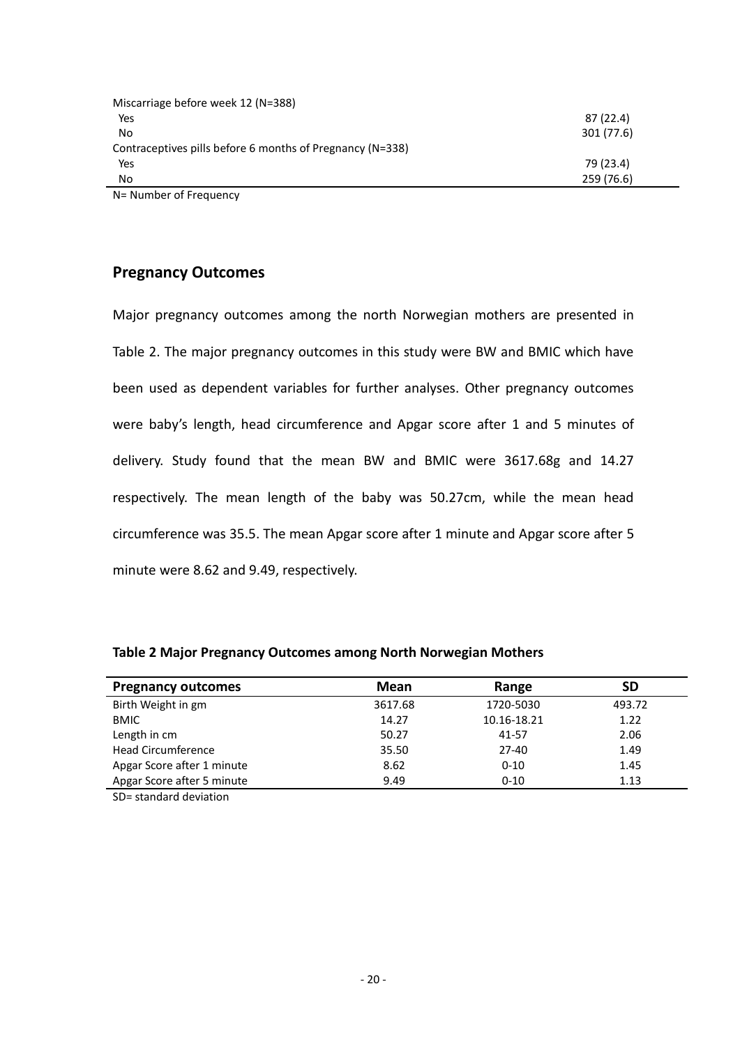| | |
|---|---|
| Miscarriage before week 12 (N=388) | |
| Yes | 87 (22.4) |
| No | 301 (77.6) |
| Contraceptives pills before 6 months of Pregnancy (N=338) | |
| Yes | 79 (23.4) |
| No | 259 (76.6) |

N= Number of Frequency

## Pregnancy Outcomes

Major pregnancy outcomes among the north Norwegian mothers are presented in Table 2. The major pregnancy outcomes in this study were BW and BMIC which have been used as dependent variables for further analyses. Other pregnancy outcomes were baby's length, head circumference and Apgar score after 1 and 5 minutes of delivery. Study found that the mean BW and BMIC were 3617.68g and 14.27 respectively. The mean length of the baby was 50.27cm, while the mean head circumference was 35.5. The mean Apgar score after 1 minute and Apgar score after 5 minute were 8.62 and 9.49, respectively.

**Table 2 Major Pregnancy Outcomes among North Norwegian Mothers**

| Pregnancy outcomes | Mean | Range | SD |
|---|---|---|---|
| Birth Weight in gm | 3617.68 | 1720-5030 | 493.72 |
| BMIC | 14.27 | 10.16-18.21 | 1.22 |
| Length in cm | 50.27 | 41-57 | 2.06 |
| Head Circumference | 35.50 | 27-40 | 1.49 |
| Apgar Score after 1 minute | 8.62 | 0-10 | 1.45 |
| Apgar Score after 5 minute | 9.49 | 0-10 | 1.13 |

SD= standard deviation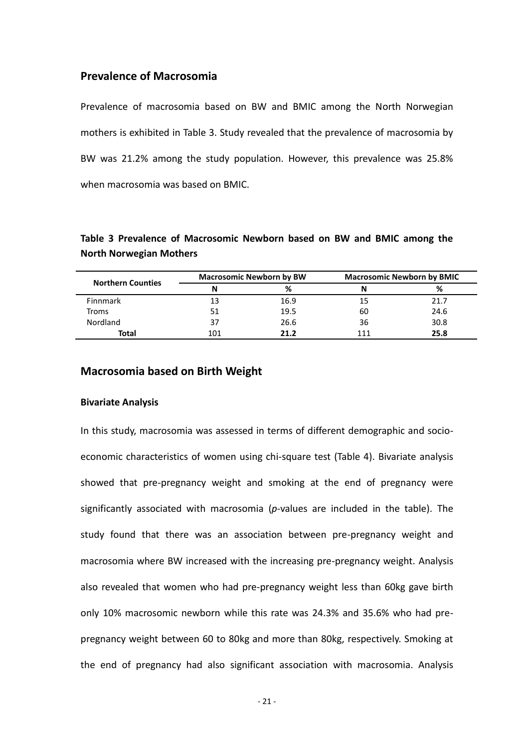## Prevalence of Macrosomia

Prevalence of macrosomia based on BW and BMIC among the North Norwegian mothers is exhibited in Table 3. Study revealed that the prevalence of macrosomia by BW was 21.2% among the study population. However, this prevalence was 25.8% when macrosomia was based on BMIC.

**Table 3 Prevalence of Macrosomic Newborn based on BW and BMIC among the North Norwegian Mothers**

| Northern Counties | Macrosomic Newborn by BW | | Macrosomic Newborn by BMIC | |
|---|---|---|---|---|
| | N | % | N | % |
| Finnmark | 13 | 16.9 | 15 | 21.7 |
| Troms | 51 | 19.5 | 60 | 24.6 |
| Nordland | 37 | 26.6 | 36 | 30.8 |
| **Total** | 101 | **21.2** | 111 | **25.8** |

## Macrosomia based on Birth Weight

### Bivariate Analysis

In this study, macrosomia was assessed in terms of different demographic and socio-economic characteristics of women using chi-square test (Table 4). Bivariate analysis showed that pre-pregnancy weight and smoking at the end of pregnancy were significantly associated with macrosomia (*p*-values are included in the table). The study found that there was an association between pre-pregnancy weight and macrosomia where BW increased with the increasing pre-pregnancy weight. Analysis also revealed that women who had pre-pregnancy weight less than 60kg gave birth only 10% macrosomic newborn while this rate was 24.3% and 35.6% who had pre-pregnancy weight between 60 to 80kg and more than 80kg, respectively. Smoking at the end of pregnancy had also significant association with macrosomia. Analysis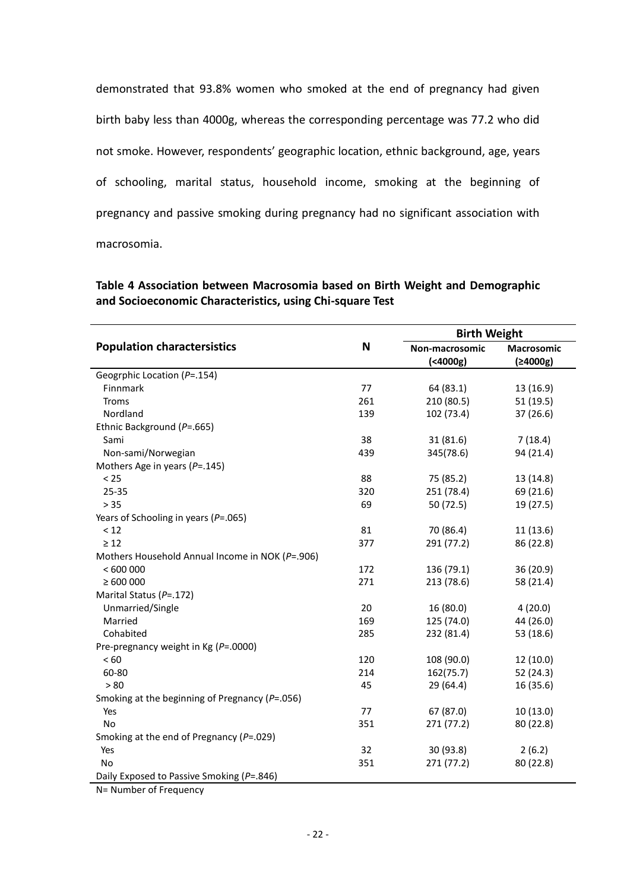demonstrated that 93.8% women who smoked at the end of pregnancy had given birth baby less than 4000g, whereas the corresponding percentage was 77.2 who did not smoke. However, respondents' geographic location, ethnic background, age, years of schooling, marital status, household income, smoking at the beginning of pregnancy and passive smoking during pregnancy had no significant association with macrosomia.

**Table 4 Association between Macrosomia based on Birth Weight and Demographic and Socioeconomic Characteristics, using Chi-square Test**

| Population charactersistics | N | Birth Weight | |
|---|---|---|---|
| | | **Non-macrosomic (<4000g)** | **Macrosomic (≥4000g)** |
| Geogrphic Location (*P*=.154) | | | |
| Finnmark | 77 | 64 (83.1) | 13 (16.9) |
| Troms | 261 | 210 (80.5) | 51 (19.5) |
| Nordland | 139 | 102 (73.4) | 37 (26.6) |
| Ethnic Background (*P*=.665) | | | |
| Sami | 38 | 31 (81.6) | 7 (18.4) |
| Non-sami/Norwegian | 439 | 345(78.6) | 94 (21.4) |
| Mothers Age in years (*P*=.145) | | | |
| < 25 | 88 | 75 (85.2) | 13 (14.8) |
| 25-35 | 320 | 251 (78.4) | 69 (21.6) |
| > 35 | 69 | 50 (72.5) | 19 (27.5) |
| Years of Schooling in years (*P*=.065) | | | |
| < 12 | 81 | 70 (86.4) | 11 (13.6) |
| ≥ 12 | 377 | 291 (77.2) | 86 (22.8) |
| Mothers Household Annual Income in NOK (*P*=.906) | | | |
| < 600 000 | 172 | 136 (79.1) | 36 (20.9) |
| ≥ 600 000 | 271 | 213 (78.6) | 58 (21.4) |
| Marital Status (*P*=.172) | | | |
| Unmarried/Single | 20 | 16 (80.0) | 4 (20.0) |
| Married | 169 | 125 (74.0) | 44 (26.0) |
| Cohabited | 285 | 232 (81.4) | 53 (18.6) |
| Pre-pregnancy weight in Kg (*P*=.0000) | | | |
| < 60 | 120 | 108 (90.0) | 12 (10.0) |
| 60-80 | 214 | 162(75.7) | 52 (24.3) |
| > 80 | 45 | 29 (64.4) | 16 (35.6) |
| Smoking at the beginning of Pregnancy (*P*=.056) | | | |
| Yes | 77 | 67 (87.0) | 10 (13.0) |
| No | 351 | 271 (77.2) | 80 (22.8) |
| Smoking at the end of Pregnancy (*P*=.029) | | | |
| Yes | 32 | 30 (93.8) | 2 (6.2) |
| No | 351 | 271 (77.2) | 80 (22.8) |
| Daily Exposed to Passive Smoking (*P*=.846) | | | |

N= Number of Frequency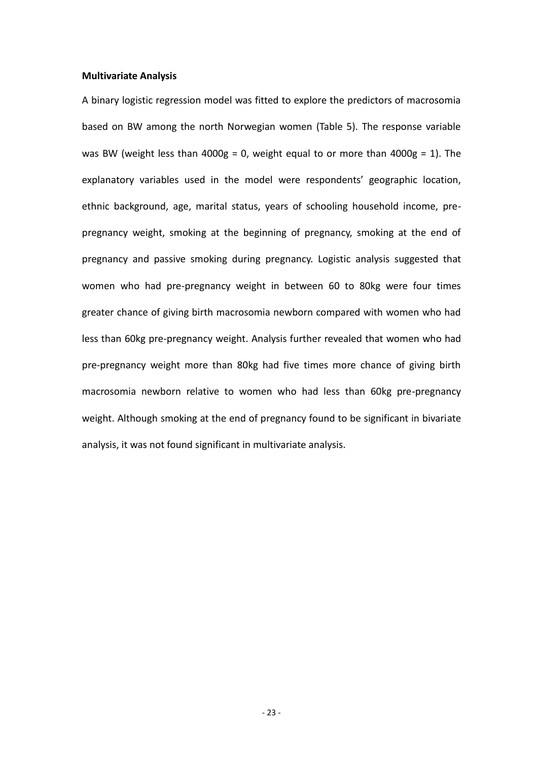**Multivariate Analysis**

A binary logistic regression model was fitted to explore the predictors of macrosomia based on BW among the north Norwegian women (Table 5). The response variable was BW (weight less than 4000g = 0, weight equal to or more than 4000g = 1). The explanatory variables used in the model were respondents' geographic location, ethnic background, age, marital status, years of schooling household income, pre-pregnancy weight, smoking at the beginning of pregnancy, smoking at the end of pregnancy and passive smoking during pregnancy. Logistic analysis suggested that women who had pre-pregnancy weight in between 60 to 80kg were four times greater chance of giving birth macrosomia newborn compared with women who had less than 60kg pre-pregnancy weight. Analysis further revealed that women who had pre-pregnancy weight more than 80kg had five times more chance of giving birth macrosomia newborn relative to women who had less than 60kg pre-pregnancy weight. Although smoking at the end of pregnancy found to be significant in bivariate analysis, it was not found significant in multivariate analysis.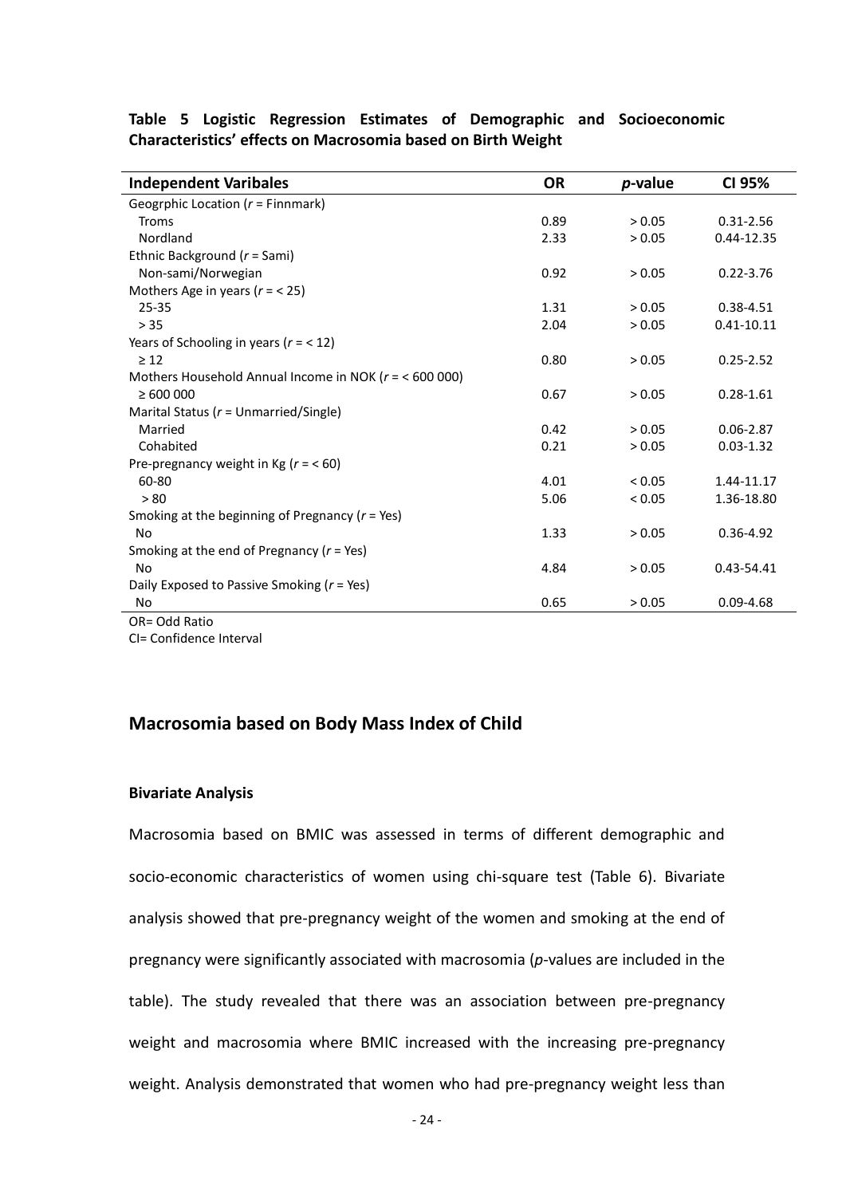**Table 5 Logistic Regression Estimates of Demographic and Socioeconomic Characteristics' effects on Macrosomia based on Birth Weight**

| Independent Varibales | OR | *p*-value | CI 95% |
|---|---|---|---|
| Geogrphic Location (*r* = Finnmark) | | | |
| Troms | 0.89 | > 0.05 | 0.31-2.56 |
| Nordland | 2.33 | > 0.05 | 0.44-12.35 |
| Ethnic Background (*r* = Sami) | | | |
| Non-sami/Norwegian | 0.92 | > 0.05 | 0.22-3.76 |
| Mothers Age in years (*r* = < 25) | | | |
| 25-35 | 1.31 | > 0.05 | 0.38-4.51 |
| > 35 | 2.04 | > 0.05 | 0.41-10.11 |
| Years of Schooling in years (*r* = < 12) | | | |
| ≥ 12 | 0.80 | > 0.05 | 0.25-2.52 |
| Mothers Household Annual Income in NOK (*r* = < 600 000) | | | |
| ≥ 600 000 | 0.67 | > 0.05 | 0.28-1.61 |
| Marital Status (*r* = Unmarried/Single) | | | |
| Married | 0.42 | > 0.05 | 0.06-2.87 |
| Cohabited | 0.21 | > 0.05 | 0.03-1.32 |
| Pre-pregnancy weight in Kg (*r* = < 60) | | | |
| 60-80 | 4.01 | < 0.05 | 1.44-11.17 |
| > 80 | 5.06 | < 0.05 | 1.36-18.80 |
| Smoking at the beginning of Pregnancy (*r* = Yes) | | | |
| No | 1.33 | > 0.05 | 0.36-4.92 |
| Smoking at the end of Pregnancy (*r* = Yes) | | | |
| No | 4.84 | > 0.05 | 0.43-54.41 |
| Daily Exposed to Passive Smoking (*r* = Yes) | | | |
| No | 0.65 | > 0.05 | 0.09-4.68 |

OR= Odd Ratio

CI= Confidence Interval

## Macrosomia based on Body Mass Index of Child

### Bivariate Analysis

Macrosomia based on BMIC was assessed in terms of different demographic and socio-economic characteristics of women using chi-square test (Table 6). Bivariate analysis showed that pre-pregnancy weight of the women and smoking at the end of pregnancy were significantly associated with macrosomia (*p*-values are included in the table). The study revealed that there was an association between pre-pregnancy weight and macrosomia where BMIC increased with the increasing pre-pregnancy weight. Analysis demonstrated that women who had pre-pregnancy weight less than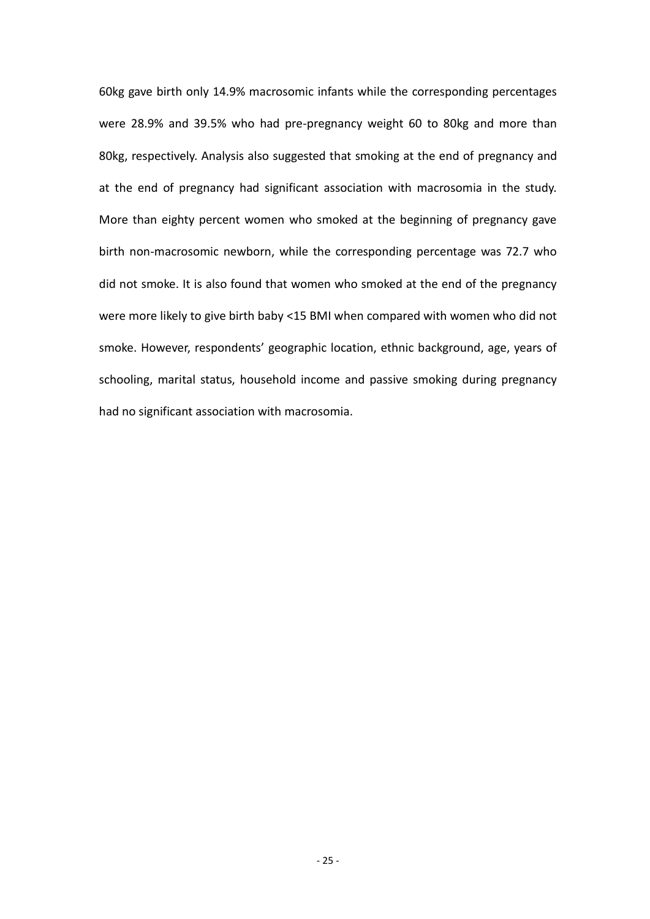60kg gave birth only 14.9% macrosomic infants while the corresponding percentages were 28.9% and 39.5% who had pre-pregnancy weight 60 to 80kg and more than 80kg, respectively. Analysis also suggested that smoking at the end of pregnancy and at the end of pregnancy had significant association with macrosomia in the study. More than eighty percent women who smoked at the beginning of pregnancy gave birth non-macrosomic newborn, while the corresponding percentage was 72.7 who did not smoke. It is also found that women who smoked at the end of the pregnancy were more likely to give birth baby <15 BMI when compared with women who did not smoke. However, respondents' geographic location, ethnic background, age, years of schooling, marital status, household income and passive smoking during pregnancy had no significant association with macrosomia.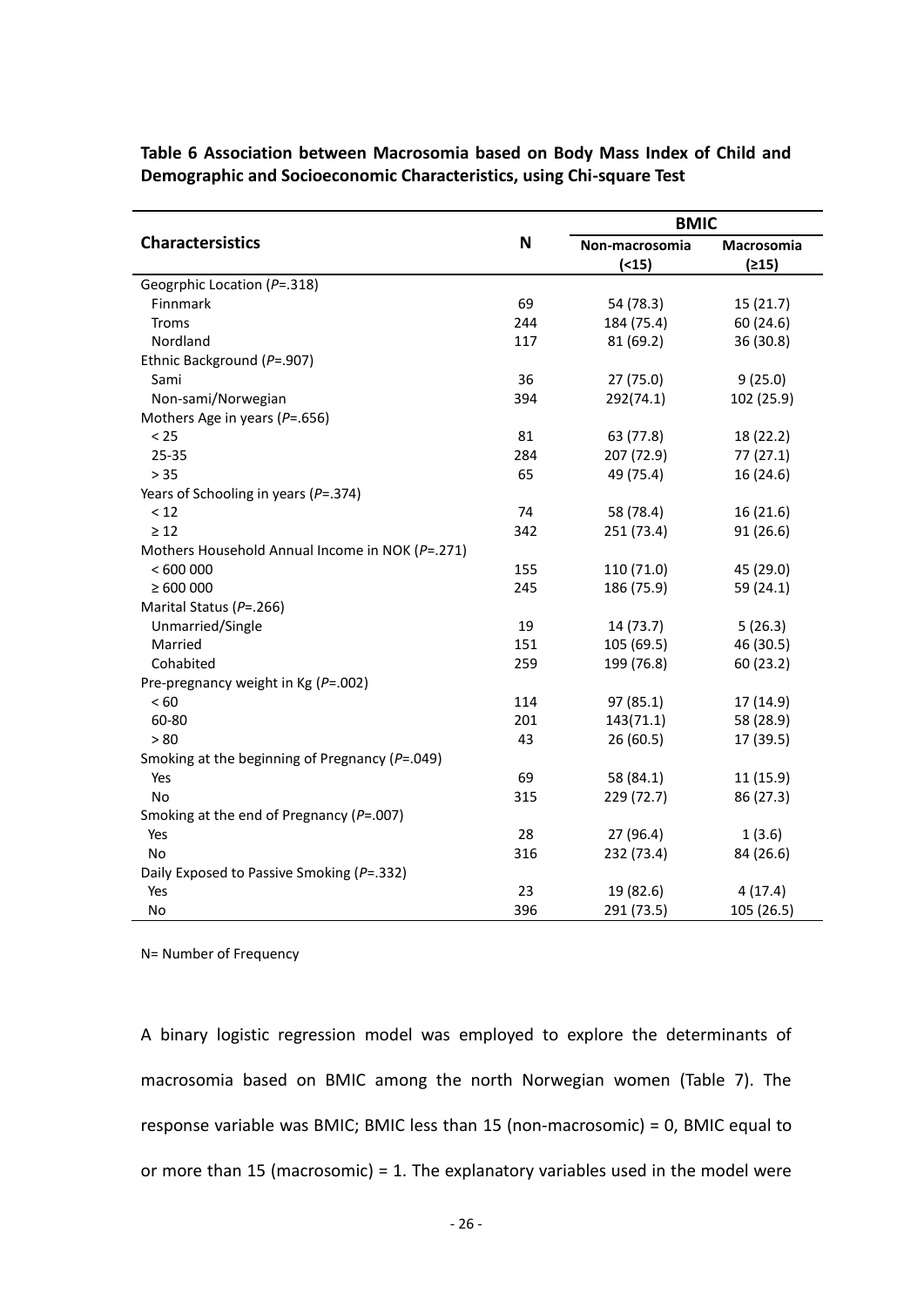**Table 6 Association between Macrosomia based on Body Mass Index of Child and Demographic and Socioeconomic Characteristics, using Chi-square Test**

| Charactersistics | N | BMIC | |
|---|---|---|---|
| | | Non-macrosomia (<15) | Macrosomia (≥15) |
| Geogrphic Location (*P*=.318) | | | |
| Finnmark | 69 | 54 (78.3) | 15 (21.7) |
| Troms | 244 | 184 (75.4) | 60 (24.6) |
| Nordland | 117 | 81 (69.2) | 36 (30.8) |
| Ethnic Background (*P*=.907) | | | |
| Sami | 36 | 27 (75.0) | 9 (25.0) |
| Non-sami/Norwegian | 394 | 292(74.1) | 102 (25.9) |
| Mothers Age in years (*P*=.656) | | | |
| < 25 | 81 | 63 (77.8) | 18 (22.2) |
| 25-35 | 284 | 207 (72.9) | 77 (27.1) |
| > 35 | 65 | 49 (75.4) | 16 (24.6) |
| Years of Schooling in years (*P*=.374) | | | |
| < 12 | 74 | 58 (78.4) | 16 (21.6) |
| ≥ 12 | 342 | 251 (73.4) | 91 (26.6) |
| Mothers Household Annual Income in NOK (*P*=.271) | | | |
| < 600 000 | 155 | 110 (71.0) | 45 (29.0) |
| ≥ 600 000 | 245 | 186 (75.9) | 59 (24.1) |
| Marital Status (*P*=.266) | | | |
| Unmarried/Single | 19 | 14 (73.7) | 5 (26.3) |
| Married | 151 | 105 (69.5) | 46 (30.5) |
| Cohabited | 259 | 199 (76.8) | 60 (23.2) |
| Pre-pregnancy weight in Kg (*P*=.002) | | | |
| < 60 | 114 | 97 (85.1) | 17 (14.9) |
| 60-80 | 201 | 143(71.1) | 58 (28.9) |
| > 80 | 43 | 26 (60.5) | 17 (39.5) |
| Smoking at the beginning of Pregnancy (*P*=.049) | | | |
| Yes | 69 | 58 (84.1) | 11 (15.9) |
| No | 315 | 229 (72.7) | 86 (27.3) |
| Smoking at the end of Pregnancy (*P*=.007) | | | |
| Yes | 28 | 27 (96.4) | 1 (3.6) |
| No | 316 | 232 (73.4) | 84 (26.6) |
| Daily Exposed to Passive Smoking (*P*=.332) | | | |
| Yes | 23 | 19 (82.6) | 4 (17.4) |
| No | 396 | 291 (73.5) | 105 (26.5) |

N= Number of Frequency

A binary logistic regression model was employed to explore the determinants of macrosomia based on BMIC among the north Norwegian women (Table 7). The response variable was BMIC; BMIC less than 15 (non-macrosomic) = 0, BMIC equal to or more than 15 (macrosomic) = 1. The explanatory variables used in the model were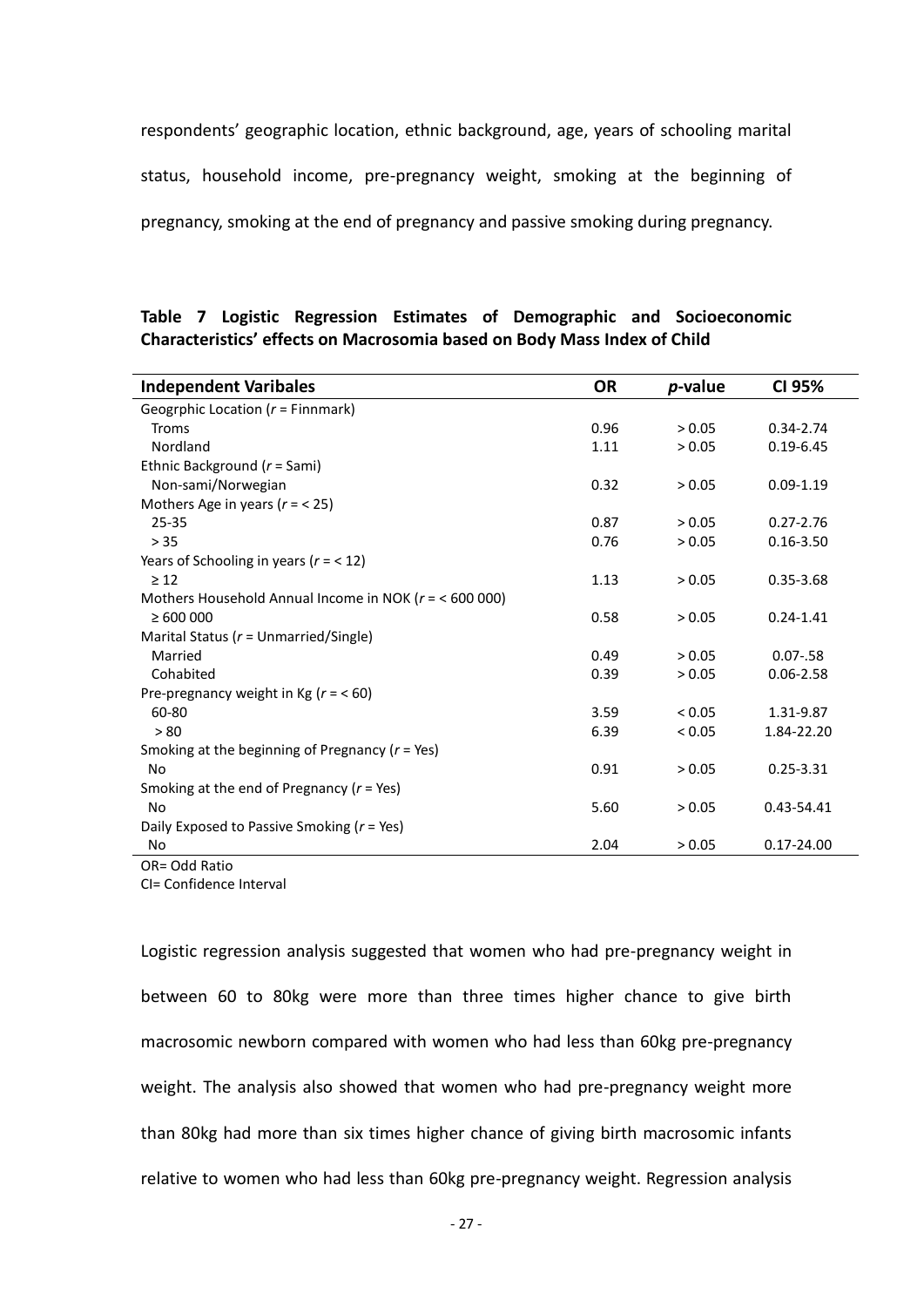respondents' geographic location, ethnic background, age, years of schooling marital status, household income, pre-pregnancy weight, smoking at the beginning of pregnancy, smoking at the end of pregnancy and passive smoking during pregnancy.

**Table 7 Logistic Regression Estimates of Demographic and Socioeconomic Characteristics' effects on Macrosomia based on Body Mass Index of Child**

| **Independent Varibales** | **OR** | ***p*-value** | **CI 95%** |
|---|---|---|---|
| Geogrphic Location (*r* = Finnmark) | | | |
| Troms | 0.96 | > 0.05 | 0.34-2.74 |
| Nordland | 1.11 | > 0.05 | 0.19-6.45 |
| Ethnic Background (*r* = Sami) | | | |
| Non-sami/Norwegian | 0.32 | > 0.05 | 0.09-1.19 |
| Mothers Age in years (*r* = < 25) | | | |
| 25-35 | 0.87 | > 0.05 | 0.27-2.76 |
| > 35 | 0.76 | > 0.05 | 0.16-3.50 |
| Years of Schooling in years (*r* = < 12) | | | |
| ≥ 12 | 1.13 | > 0.05 | 0.35-3.68 |
| Mothers Household Annual Income in NOK (*r* = < 600 000) | | | |
| ≥ 600 000 | 0.58 | > 0.05 | 0.24-1.41 |
| Marital Status (*r* = Unmarried/Single) | | | |
| Married | 0.49 | > 0.05 | 0.07-.58 |
| Cohabited | 0.39 | > 0.05 | 0.06-2.58 |
| Pre-pregnancy weight in Kg (*r* = < 60) | | | |
| 60-80 | 3.59 | < 0.05 | 1.31-9.87 |
| > 80 | 6.39 | < 0.05 | 1.84-22.20 |
| Smoking at the beginning of Pregnancy (*r* = Yes) | | | |
| No | 0.91 | > 0.05 | 0.25-3.31 |
| Smoking at the end of Pregnancy (*r* = Yes) | | | |
| No | 5.60 | > 0.05 | 0.43-54.41 |
| Daily Exposed to Passive Smoking (*r* = Yes) | | | |
| No | 2.04 | > 0.05 | 0.17-24.00 |

OR= Odd Ratio
CI= Confidence Interval

Logistic regression analysis suggested that women who had pre-pregnancy weight in between 60 to 80kg were more than three times higher chance to give birth macrosomic newborn compared with women who had less than 60kg pre-pregnancy weight. The analysis also showed that women who had pre-pregnancy weight more than 80kg had more than six times higher chance of giving birth macrosomic infants relative to women who had less than 60kg pre-pregnancy weight. Regression analysis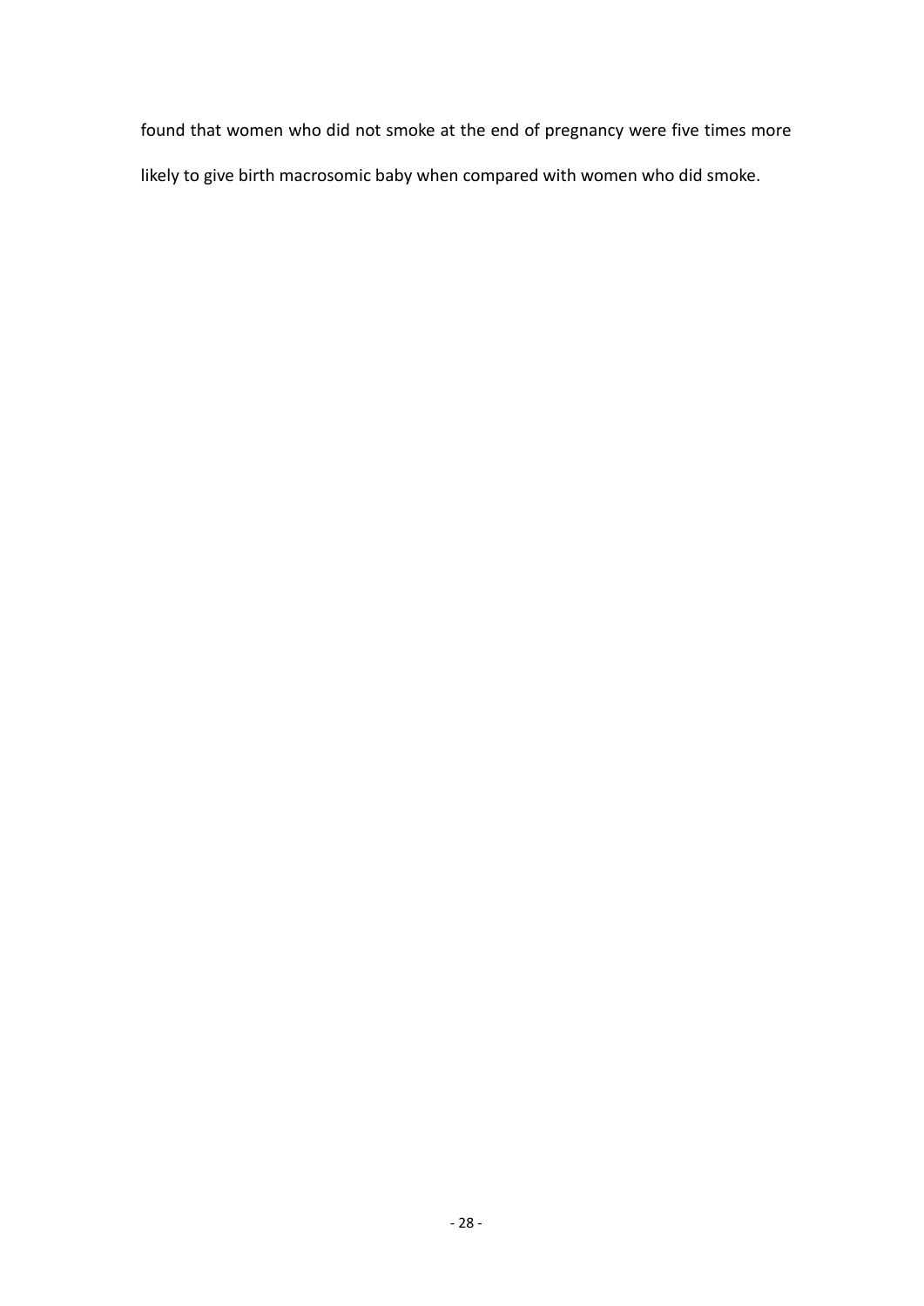found that women who did not smoke at the end of pregnancy were five times more likely to give birth macrosomic baby when compared with women who did smoke.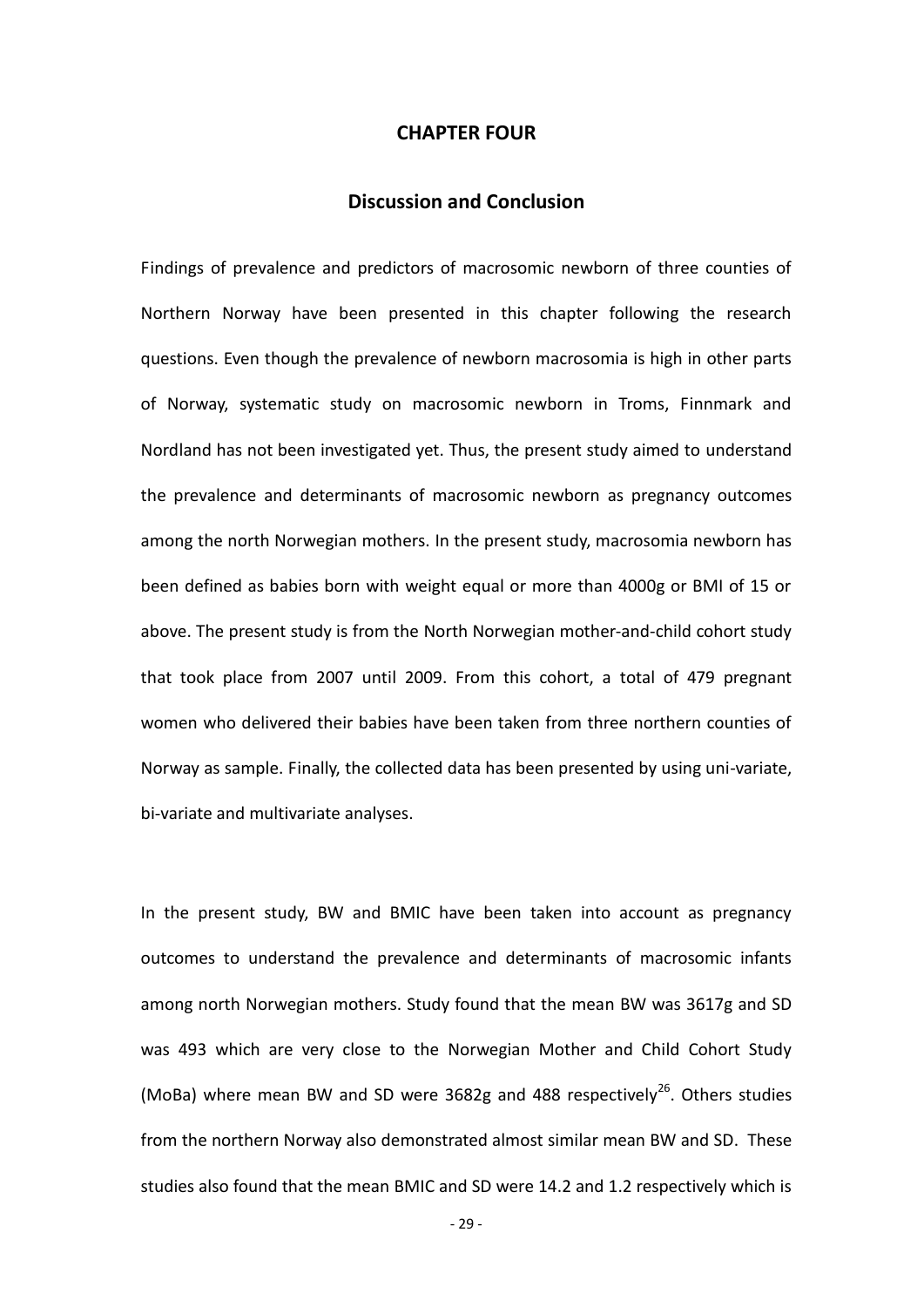# CHAPTER FOUR

## Discussion and Conclusion

Findings of prevalence and predictors of macrosomic newborn of three counties of Northern Norway have been presented in this chapter following the research questions. Even though the prevalence of newborn macrosomia is high in other parts of Norway, systematic study on macrosomic newborn in Troms, Finnmark and Nordland has not been investigated yet. Thus, the present study aimed to understand the prevalence and determinants of macrosomic newborn as pregnancy outcomes among the north Norwegian mothers. In the present study, macrosomia newborn has been defined as babies born with weight equal or more than 4000g or BMI of 15 or above. The present study is from the North Norwegian mother-and-child cohort study that took place from 2007 until 2009. From this cohort, a total of 479 pregnant women who delivered their babies have been taken from three northern counties of Norway as sample. Finally, the collected data has been presented by using uni-variate, bi-variate and multivariate analyses.

In the present study, BW and BMIC have been taken into account as pregnancy outcomes to understand the prevalence and determinants of macrosomic infants among north Norwegian mothers. Study found that the mean BW was 3617g and SD was 493 which are very close to the Norwegian Mother and Child Cohort Study (MoBa) where mean BW and SD were 3682g and 488 respectively[26]. Others studies from the northern Norway also demonstrated almost similar mean BW and SD. These studies also found that the mean BMIC and SD were 14.2 and 1.2 respectively which is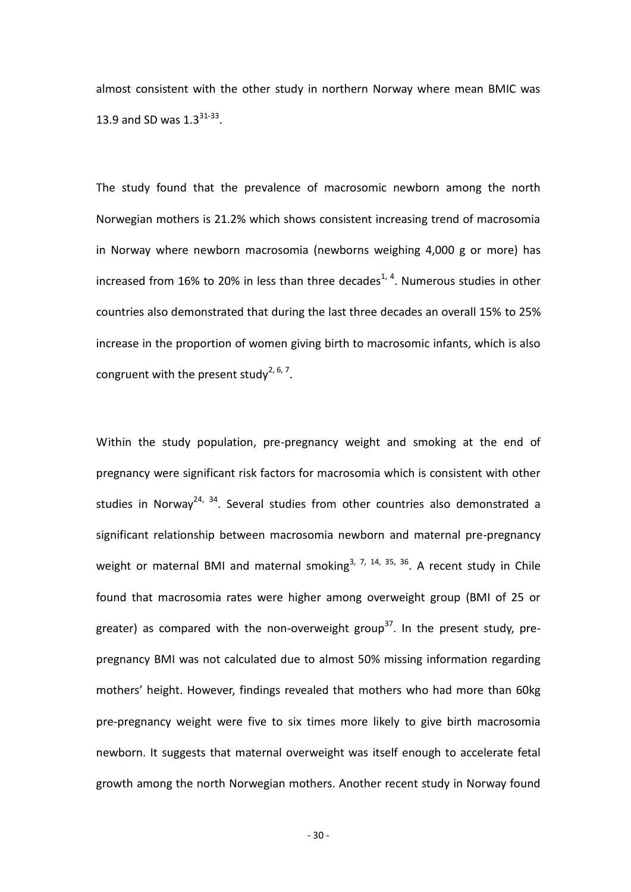almost consistent with the other study in northern Norway where mean BMIC was 13.9 and SD was 1.3[31-33].

The study found that the prevalence of macrosomic newborn among the north Norwegian mothers is 21.2% which shows consistent increasing trend of macrosomia in Norway where newborn macrosomia (newborns weighing 4,000 g or more) has increased from 16% to 20% in less than three decades[1, 4]. Numerous studies in other countries also demonstrated that during the last three decades an overall 15% to 25% increase in the proportion of women giving birth to macrosomic infants, which is also congruent with the present study[2, 6, 7].

Within the study population, pre-pregnancy weight and smoking at the end of pregnancy were significant risk factors for macrosomia which is consistent with other studies in Norway[24, 34]. Several studies from other countries also demonstrated a significant relationship between macrosomia newborn and maternal pre-pregnancy weight or maternal BMI and maternal smoking[3, 7, 14, 35, 36]. A recent study in Chile found that macrosomia rates were higher among overweight group (BMI of 25 or greater) as compared with the non-overweight group[37]. In the present study, pre-pregnancy BMI was not calculated due to almost 50% missing information regarding mothers' height. However, findings revealed that mothers who had more than 60kg pre-pregnancy weight were five to six times more likely to give birth macrosomia newborn. It suggests that maternal overweight was itself enough to accelerate fetal growth among the north Norwegian mothers. Another recent study in Norway found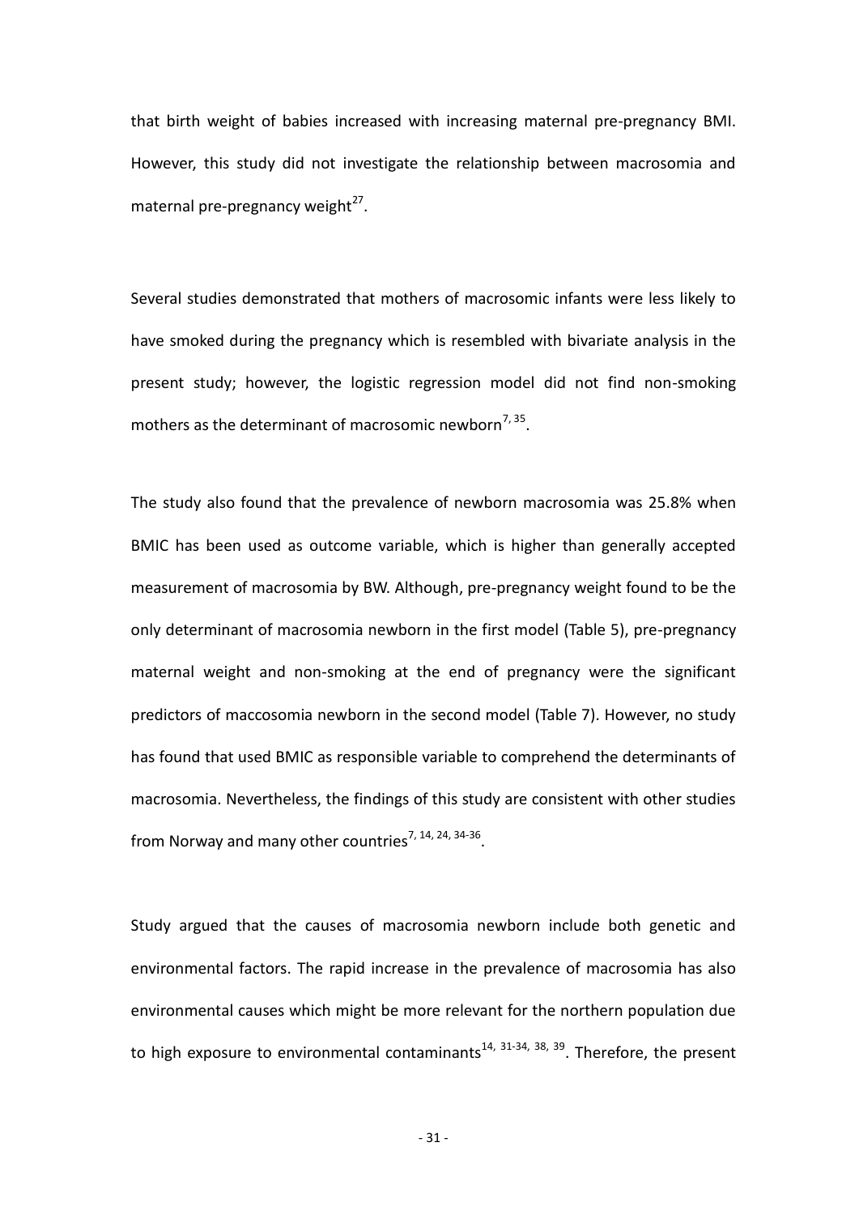that birth weight of babies increased with increasing maternal pre-pregnancy BMI. However, this study did not investigate the relationship between macrosomia and maternal pre-pregnancy weight[27].

Several studies demonstrated that mothers of macrosomic infants were less likely to have smoked during the pregnancy which is resembled with bivariate analysis in the present study; however, the logistic regression model did not find non-smoking mothers as the determinant of macrosomic newborn[7, 35].

The study also found that the prevalence of newborn macrosomia was 25.8% when BMIC has been used as outcome variable, which is higher than generally accepted measurement of macrosomia by BW. Although, pre-pregnancy weight found to be the only determinant of macrosomia newborn in the first model (Table 5), pre-pregnancy maternal weight and non-smoking at the end of pregnancy were the significant predictors of maccosomia newborn in the second model (Table 7). However, no study has found that used BMIC as responsible variable to comprehend the determinants of macrosomia. Nevertheless, the findings of this study are consistent with other studies from Norway and many other countries[7, 14, 24, 34-36].

Study argued that the causes of macrosomia newborn include both genetic and environmental factors. The rapid increase in the prevalence of macrosomia has also environmental causes which might be more relevant for the northern population due to high exposure to environmental contaminants[14, 31-34, 38, 39]. Therefore, the present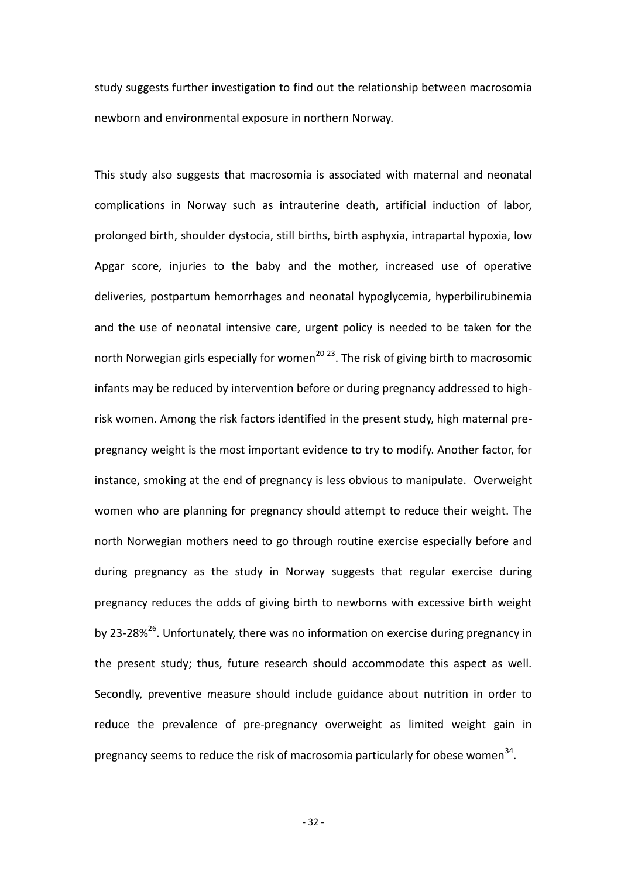study suggests further investigation to find out the relationship between macrosomia newborn and environmental exposure in northern Norway.

This study also suggests that macrosomia is associated with maternal and neonatal complications in Norway such as intrauterine death, artificial induction of labor, prolonged birth, shoulder dystocia, still births, birth asphyxia, intrapartal hypoxia, low Apgar score, injuries to the baby and the mother, increased use of operative deliveries, postpartum hemorrhages and neonatal hypoglycemia, hyperbilirubinemia and the use of neonatal intensive care, urgent policy is needed to be taken for the north Norwegian girls especially for women[20-23]. The risk of giving birth to macrosomic infants may be reduced by intervention before or during pregnancy addressed to high-risk women. Among the risk factors identified in the present study, high maternal pre-pregnancy weight is the most important evidence to try to modify. Another factor, for instance, smoking at the end of pregnancy is less obvious to manipulate. Overweight women who are planning for pregnancy should attempt to reduce their weight. The north Norwegian mothers need to go through routine exercise especially before and during pregnancy as the study in Norway suggests that regular exercise during pregnancy reduces the odds of giving birth to newborns with excessive birth weight by 23-28%[26]. Unfortunately, there was no information on exercise during pregnancy in the present study; thus, future research should accommodate this aspect as well. Secondly, preventive measure should include guidance about nutrition in order to reduce the prevalence of pre-pregnancy overweight as limited weight gain in pregnancy seems to reduce the risk of macrosomia particularly for obese women[34].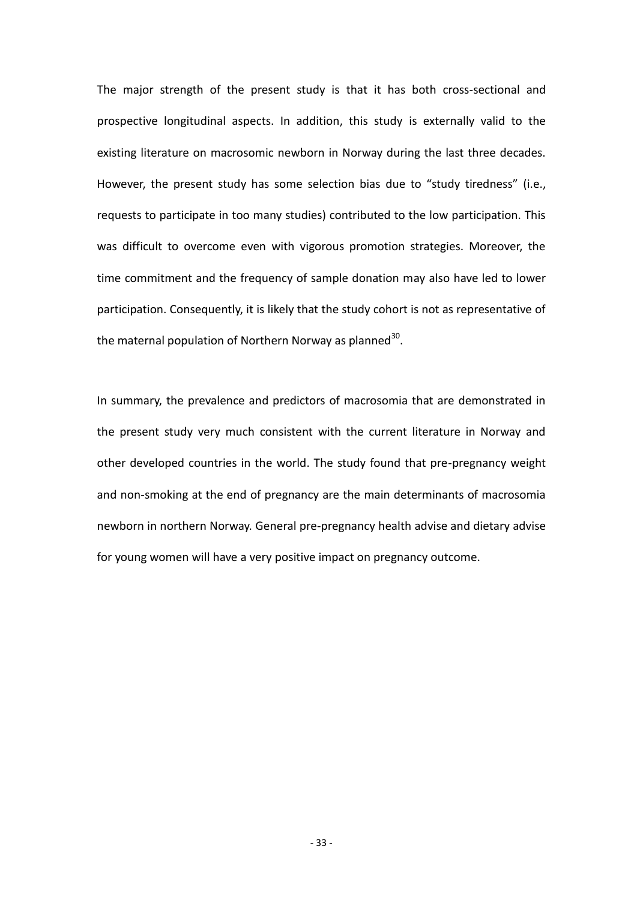The major strength of the present study is that it has both cross-sectional and prospective longitudinal aspects. In addition, this study is externally valid to the existing literature on macrosomic newborn in Norway during the last three decades. However, the present study has some selection bias due to "study tiredness" (i.e., requests to participate in too many studies) contributed to the low participation. This was difficult to overcome even with vigorous promotion strategies. Moreover, the time commitment and the frequency of sample donation may also have led to lower participation. Consequently, it is likely that the study cohort is not as representative of the maternal population of Northern Norway as planned[30].

In summary, the prevalence and predictors of macrosomia that are demonstrated in the present study very much consistent with the current literature in Norway and other developed countries in the world. The study found that pre-pregnancy weight and non-smoking at the end of pregnancy are the main determinants of macrosomia newborn in northern Norway. General pre-pregnancy health advise and dietary advise for young women will have a very positive impact on pregnancy outcome.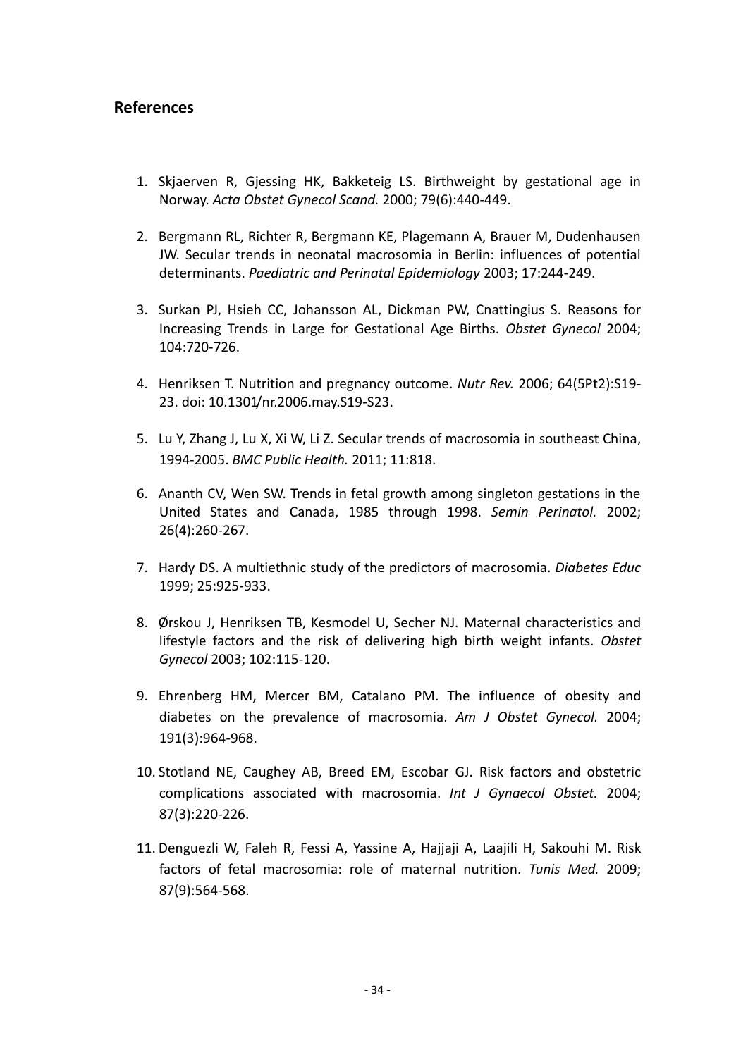## References

1. Skjaerven R, Gjessing HK, Bakketeig LS. Birthweight by gestational age in Norway. *Acta Obstet Gynecol Scand.* 2000; 79(6):440-449.

2. Bergmann RL, Richter R, Bergmann KE, Plagemann A, Brauer M, Dudenhausen JW. Secular trends in neonatal macrosomia in Berlin: influences of potential determinants. *Paediatric and Perinatal Epidemiology* 2003; 17:244-249.

3. Surkan PJ, Hsieh CC, Johansson AL, Dickman PW, Cnattingius S. Reasons for Increasing Trends in Large for Gestational Age Births. *Obstet Gynecol* 2004; 104:720-726.

4. Henriksen T. Nutrition and pregnancy outcome. *Nutr Rev.* 2006; 64(5Pt2):S19-23. doi: 10.1301/nr.2006.may.S19-S23.

5. Lu Y, Zhang J, Lu X, Xi W, Li Z. Secular trends of macrosomia in southeast China, 1994-2005. *BMC Public Health.* 2011; 11:818.

6. Ananth CV, Wen SW. Trends in fetal growth among singleton gestations in the United States and Canada, 1985 through 1998. *Semin Perinatol.* 2002; 26(4):260-267.

7. Hardy DS. A multiethnic study of the predictors of macrosomia. *Diabetes Educ* 1999; 25:925-933.

8. Ørskou J, Henriksen TB, Kesmodel U, Secher NJ. Maternal characteristics and lifestyle factors and the risk of delivering high birth weight infants. *Obstet Gynecol* 2003; 102:115-120.

9. Ehrenberg HM, Mercer BM, Catalano PM. The influence of obesity and diabetes on the prevalence of macrosomia. *Am J Obstet Gynecol.* 2004; 191(3):964-968.

10. Stotland NE, Caughey AB, Breed EM, Escobar GJ. Risk factors and obstetric complications associated with macrosomia. *Int J Gynaecol Obstet.* 2004; 87(3):220-226.

11. Denguezli W, Faleh R, Fessi A, Yassine A, Hajjaji A, Laajili H, Sakouhi M. Risk factors of fetal macrosomia: role of maternal nutrition. *Tunis Med.* 2009; 87(9):564-568.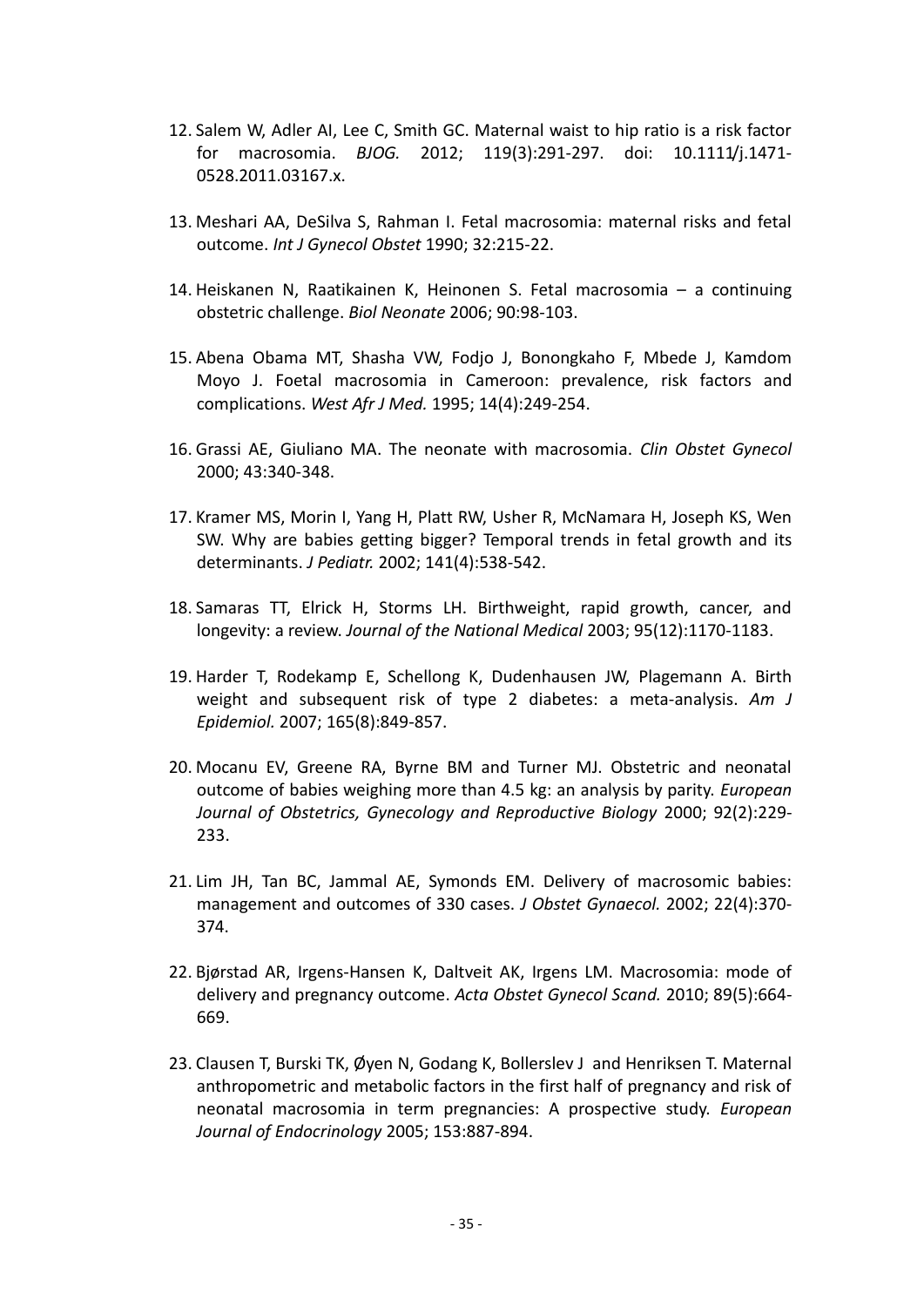12. Salem W, Adler AI, Lee C, Smith GC. Maternal waist to hip ratio is a risk factor for macrosomia. *BJOG.* 2012; 119(3):291-297. doi: 10.1111/j.1471-0528.2011.03167.x.

13. Meshari AA, DeSilva S, Rahman I. Fetal macrosomia: maternal risks and fetal outcome. *Int J Gynecol Obstet* 1990; 32:215-22.

14. Heiskanen N, Raatikainen K, Heinonen S. Fetal macrosomia – a continuing obstetric challenge. *Biol Neonate* 2006; 90:98-103.

15. Abena Obama MT, Shasha VW, Fodjo J, Bonongkaho F, Mbede J, Kamdom Moyo J. Foetal macrosomia in Cameroon: prevalence, risk factors and complications. *West Afr J Med.* 1995; 14(4):249-254.

16. Grassi AE, Giuliano MA. The neonate with macrosomia. *Clin Obstet Gynecol* 2000; 43:340-348.

17. Kramer MS, Morin I, Yang H, Platt RW, Usher R, McNamara H, Joseph KS, Wen SW. Why are babies getting bigger? Temporal trends in fetal growth and its determinants. *J Pediatr.* 2002; 141(4):538-542.

18. Samaras TT, Elrick H, Storms LH. Birthweight, rapid growth, cancer, and longevity: a review. *Journal of the National Medical* 2003; 95(12):1170-1183.

19. Harder T, Rodekamp E, Schellong K, Dudenhausen JW, Plagemann A. Birth weight and subsequent risk of type 2 diabetes: a meta-analysis. *Am J Epidemiol.* 2007; 165(8):849-857.

20. Mocanu EV, Greene RA, Byrne BM and Turner MJ. Obstetric and neonatal outcome of babies weighing more than 4.5 kg: an analysis by parity. *European Journal of Obstetrics, Gynecology and Reproductive Biology* 2000; 92(2):229-233.

21. Lim JH, Tan BC, Jammal AE, Symonds EM. Delivery of macrosomic babies: management and outcomes of 330 cases. *J Obstet Gynaecol.* 2002; 22(4):370-374.

22. Bjørstad AR, Irgens-Hansen K, Daltveit AK, Irgens LM. Macrosomia: mode of delivery and pregnancy outcome. *Acta Obstet Gynecol Scand.* 2010; 89(5):664-669.

23. Clausen T, Burski TK, Øyen N, Godang K, Bollerslev J and Henriksen T. Maternal anthropometric and metabolic factors in the first half of pregnancy and risk of neonatal macrosomia in term pregnancies: A prospective study. *European Journal of Endocrinology* 2005; 153:887-894.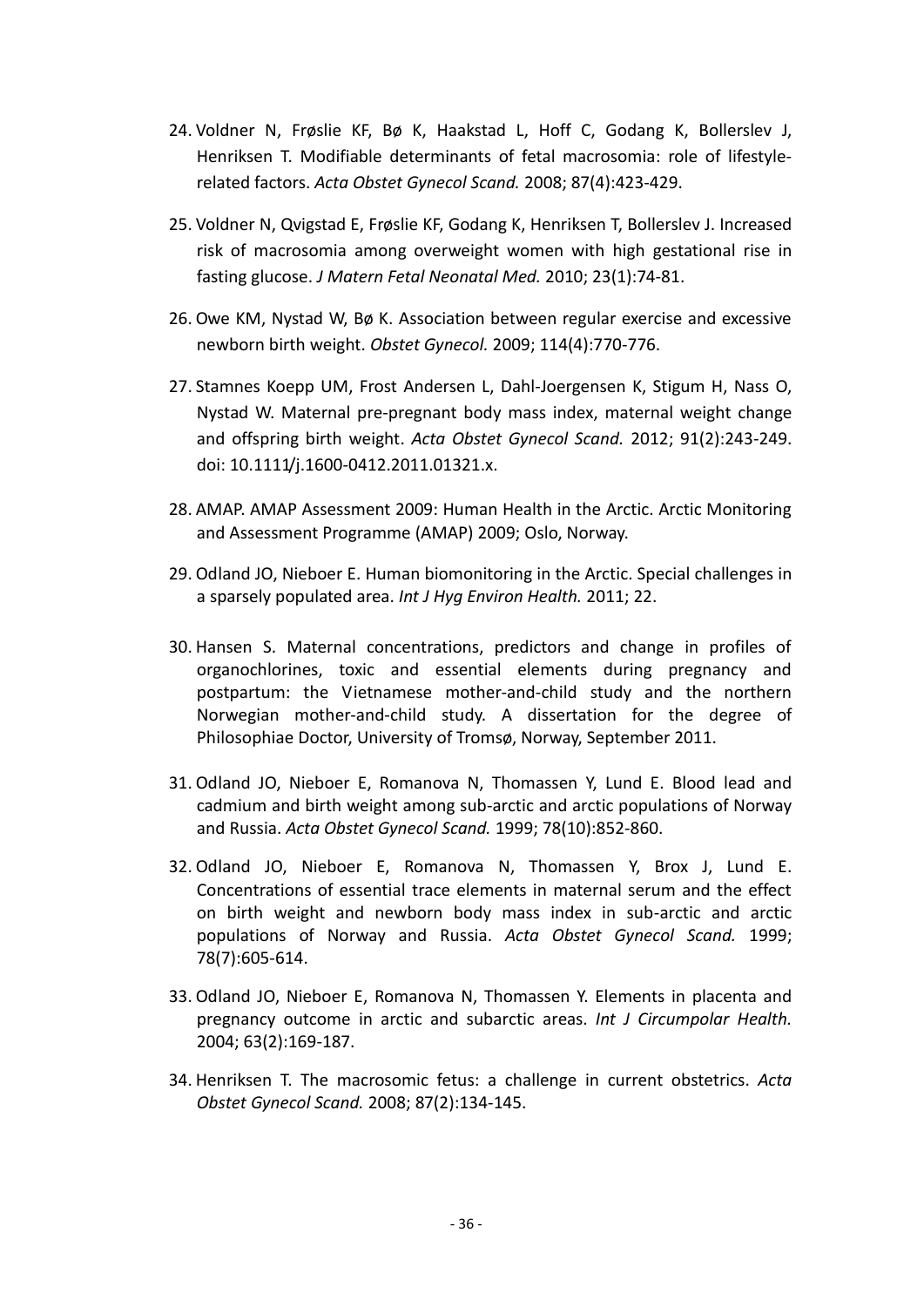24. Voldner N, Frøslie KF, Bø K, Haakstad L, Hoff C, Godang K, Bollerslev J, Henriksen T. Modifiable determinants of fetal macrosomia: role of lifestyle-related factors. *Acta Obstet Gynecol Scand.* 2008; 87(4):423-429.

25. Voldner N, Qvigstad E, Frøslie KF, Godang K, Henriksen T, Bollerslev J. Increased risk of macrosomia among overweight women with high gestational rise in fasting glucose. *J Matern Fetal Neonatal Med.* 2010; 23(1):74-81.

26. Owe KM, Nystad W, Bø K. Association between regular exercise and excessive newborn birth weight. *Obstet Gynecol.* 2009; 114(4):770-776.

27. Stamnes Koepp UM, Frost Andersen L, Dahl-Joergensen K, Stigum H, Nass O, Nystad W. Maternal pre-pregnant body mass index, maternal weight change and offspring birth weight. *Acta Obstet Gynecol Scand.* 2012; 91(2):243-249. doi: 10.1111/j.1600-0412.2011.01321.x.

28. AMAP. AMAP Assessment 2009: Human Health in the Arctic. Arctic Monitoring and Assessment Programme (AMAP) 2009; Oslo, Norway.

29. Odland JO, Nieboer E. Human biomonitoring in the Arctic. Special challenges in a sparsely populated area. *Int J Hyg Environ Health.* 2011; 22.

30. Hansen S. Maternal concentrations, predictors and change in profiles of organochlorines, toxic and essential elements during pregnancy and postpartum: the Vietnamese mother-and-child study and the northern Norwegian mother-and-child study. A dissertation for the degree of Philosophiae Doctor, University of Tromsø, Norway, September 2011.

31. Odland JO, Nieboer E, Romanova N, Thomassen Y, Lund E. Blood lead and cadmium and birth weight among sub-arctic and arctic populations of Norway and Russia. *Acta Obstet Gynecol Scand.* 1999; 78(10):852-860.

32. Odland JO, Nieboer E, Romanova N, Thomassen Y, Brox J, Lund E. Concentrations of essential trace elements in maternal serum and the effect on birth weight and newborn body mass index in sub-arctic and arctic populations of Norway and Russia. *Acta Obstet Gynecol Scand.* 1999; 78(7):605-614.

33. Odland JO, Nieboer E, Romanova N, Thomassen Y. Elements in placenta and pregnancy outcome in arctic and subarctic areas. *Int J Circumpolar Health.* 2004; 63(2):169-187.

34. Henriksen T. The macrosomic fetus: a challenge in current obstetrics. *Acta Obstet Gynecol Scand.* 2008; 87(2):134-145.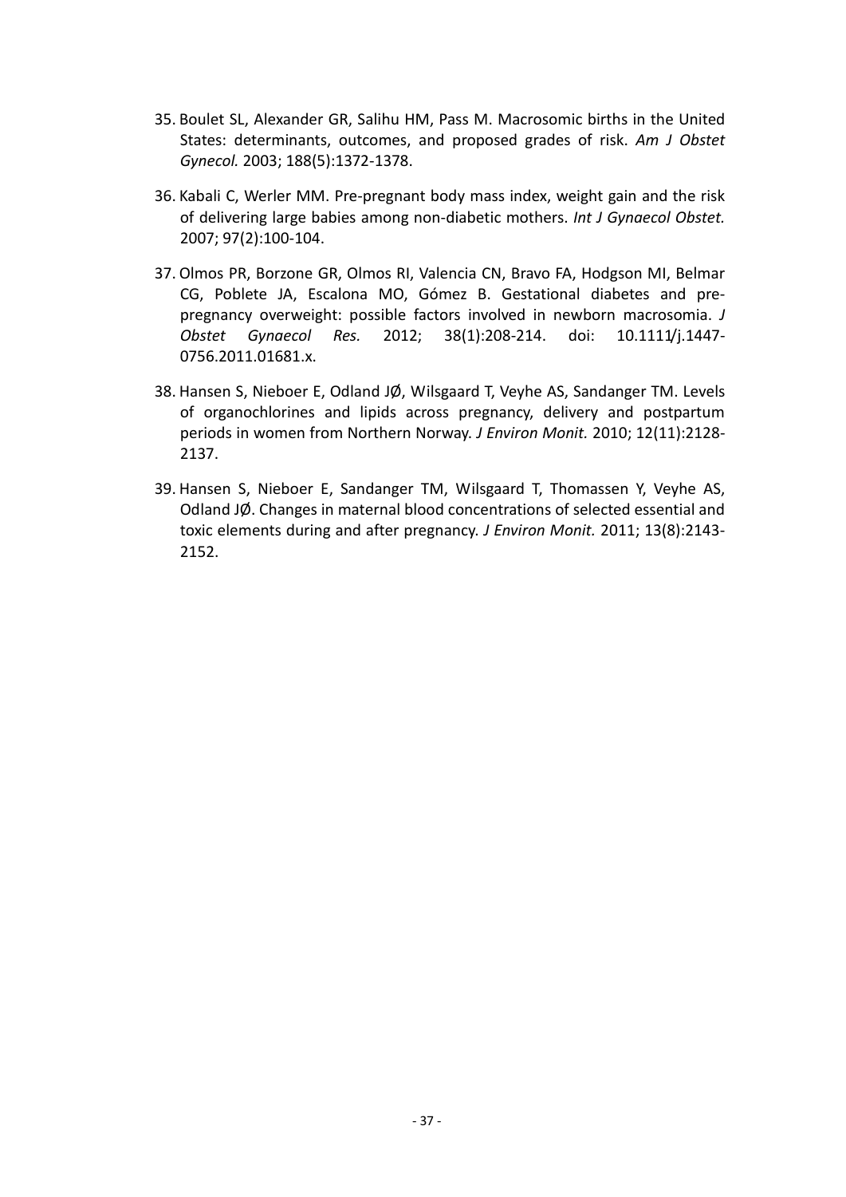35. Boulet SL, Alexander GR, Salihu HM, Pass M. Macrosomic births in the United States: determinants, outcomes, and proposed grades of risk. *Am J Obstet Gynecol.* 2003; 188(5):1372-1378.

36. Kabali C, Werler MM. Pre-pregnant body mass index, weight gain and the risk of delivering large babies among non-diabetic mothers. *Int J Gynaecol Obstet.* 2007; 97(2):100-104.

37. Olmos PR, Borzone GR, Olmos RI, Valencia CN, Bravo FA, Hodgson MI, Belmar CG, Poblete JA, Escalona MO, Gómez B. Gestational diabetes and pre-pregnancy overweight: possible factors involved in newborn macrosomia. *J Obstet Gynaecol Res.* 2012; 38(1):208-214. doi: 10.1111/j.1447-0756.2011.01681.x.

38. Hansen S, Nieboer E, Odland JØ, Wilsgaard T, Veyhe AS, Sandanger TM. Levels of organochlorines and lipids across pregnancy, delivery and postpartum periods in women from Northern Norway. *J Environ Monit.* 2010; 12(11):2128-2137.

39. Hansen S, Nieboer E, Sandanger TM, Wilsgaard T, Thomassen Y, Veyhe AS, Odland JØ. Changes in maternal blood concentrations of selected essential and toxic elements during and after pregnancy. *J Environ Monit.* 2011; 13(8):2143-2152.